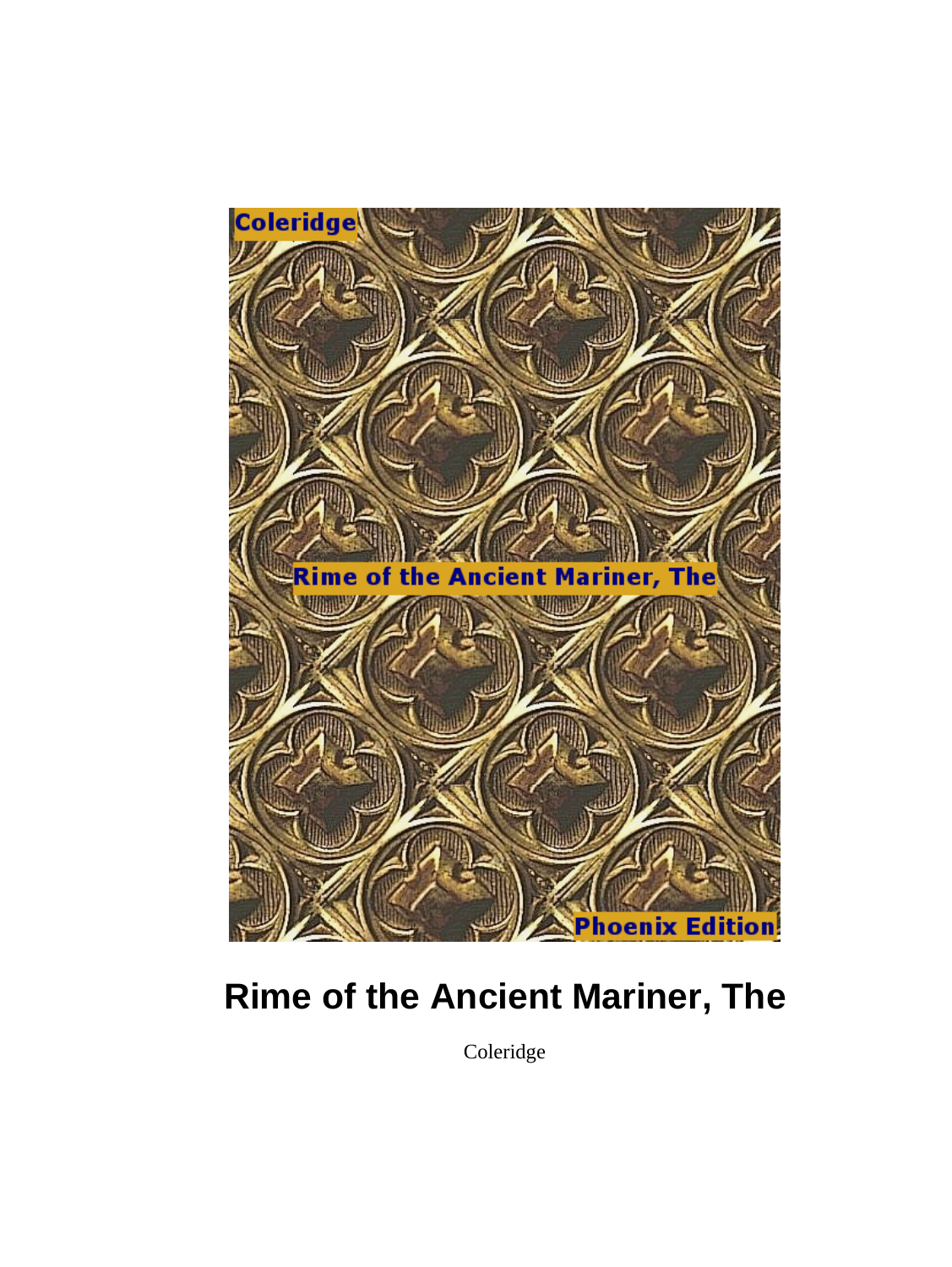# Rime of the Ancient Mariner, The

Coleridge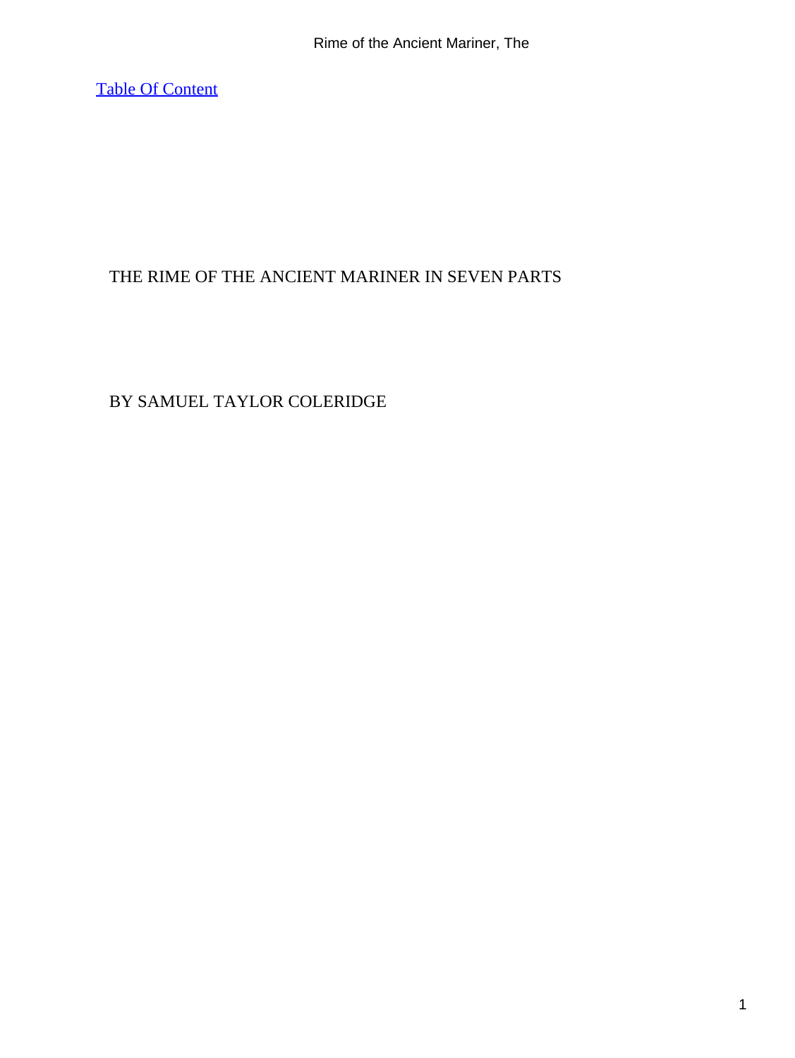[Table Of Content]

# THE RIME OF THE ANCIENT MARINER IN SEVEN PARTS

BY SAMUEL TAYLOR COLERIDGE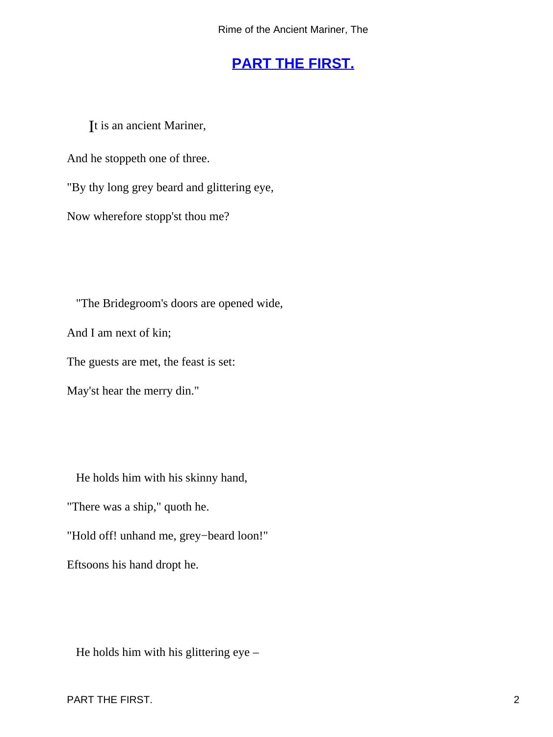## PART THE FIRST.

It is an ancient Mariner,

And he stoppeth one of three.

"By thy long grey beard and glittering eye,

Now wherefore stopp'st thou me?

"The Bridegroom's doors are opened wide,

And I am next of kin;

The guests are met, the feast is set:

May'st hear the merry din."

He holds him with his skinny hand,

"There was a ship," quoth he.

"Hold off! unhand me, grey−beard loon!"

Eftsoons his hand dropt he.

He holds him with his glittering eye –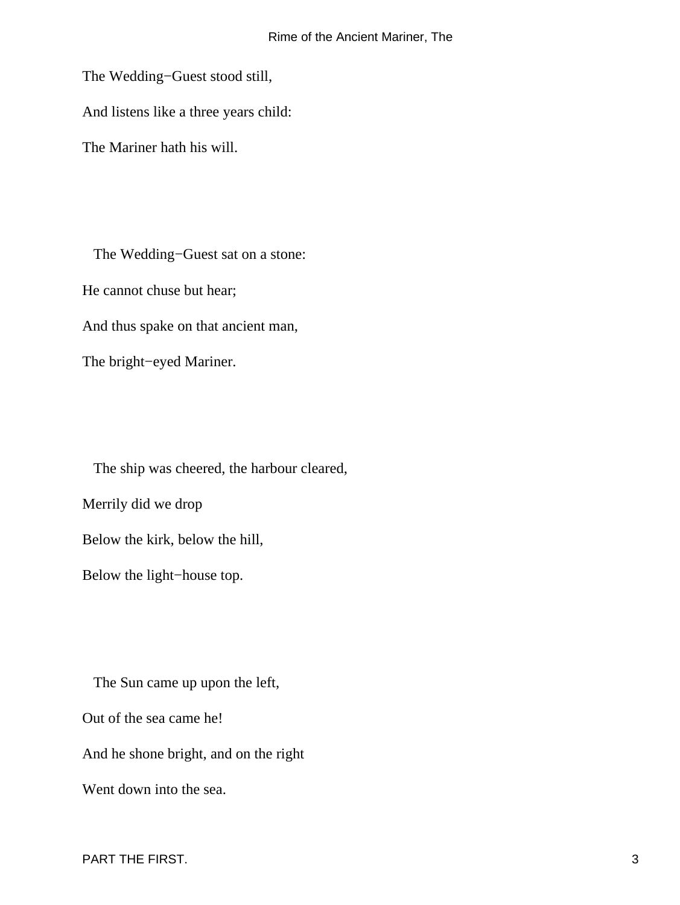The Wedding−Guest stood still,

And listens like a three years child:

The Mariner hath his will.

The Wedding−Guest sat on a stone:

He cannot chuse but hear;

And thus spake on that ancient man,

The bright−eyed Mariner.

The ship was cheered, the harbour cleared,

Merrily did we drop

Below the kirk, below the hill,

Below the light−house top.

The Sun came up upon the left,

Out of the sea came he!

And he shone bright, and on the right

Went down into the sea.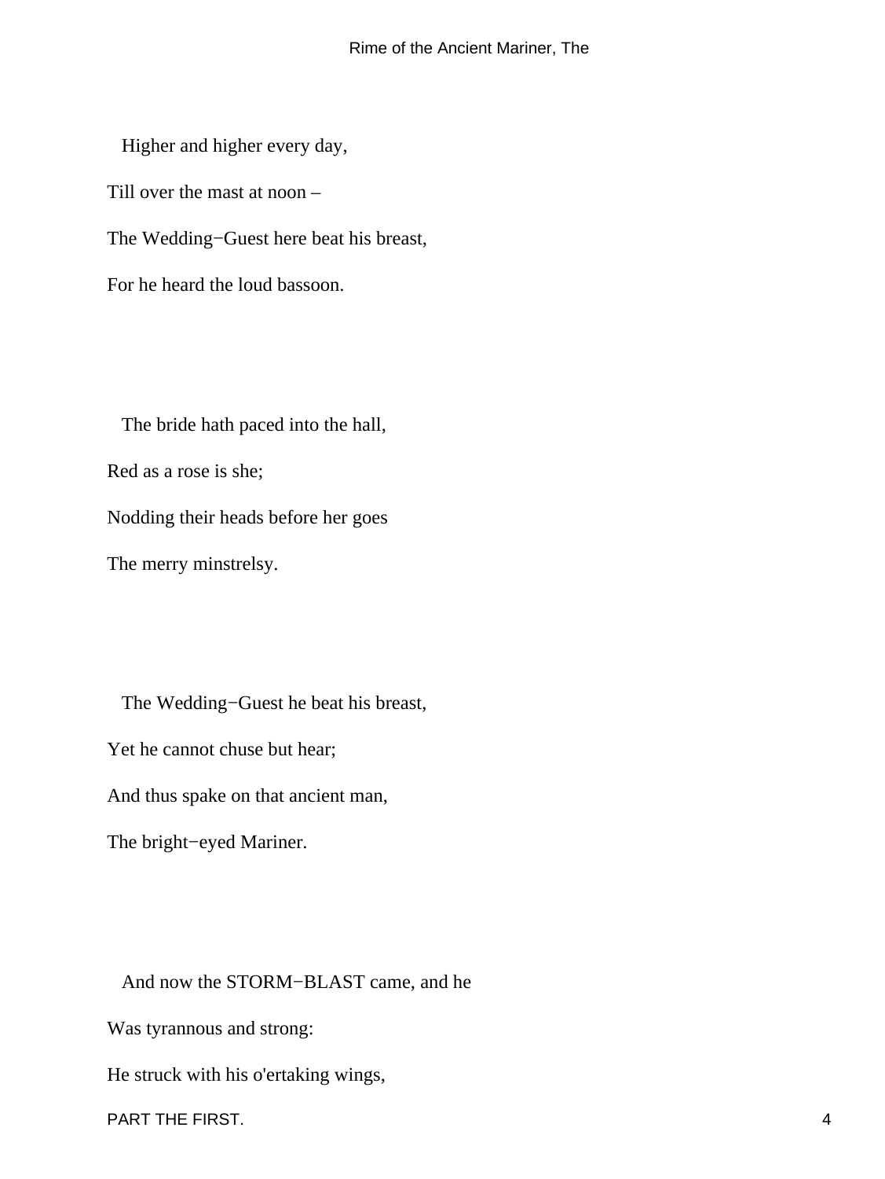Higher and higher every day,

Till over the mast at noon –

The Wedding−Guest here beat his breast,

For he heard the loud bassoon.

The bride hath paced into the hall,

Red as a rose is she;

Nodding their heads before her goes

The merry minstrelsy.

The Wedding−Guest he beat his breast,

Yet he cannot chuse but hear;

And thus spake on that ancient man,

The bright−eyed Mariner.

And now the STORM−BLAST came, and he

Was tyrannous and strong:

He struck with his o'ertaking wings,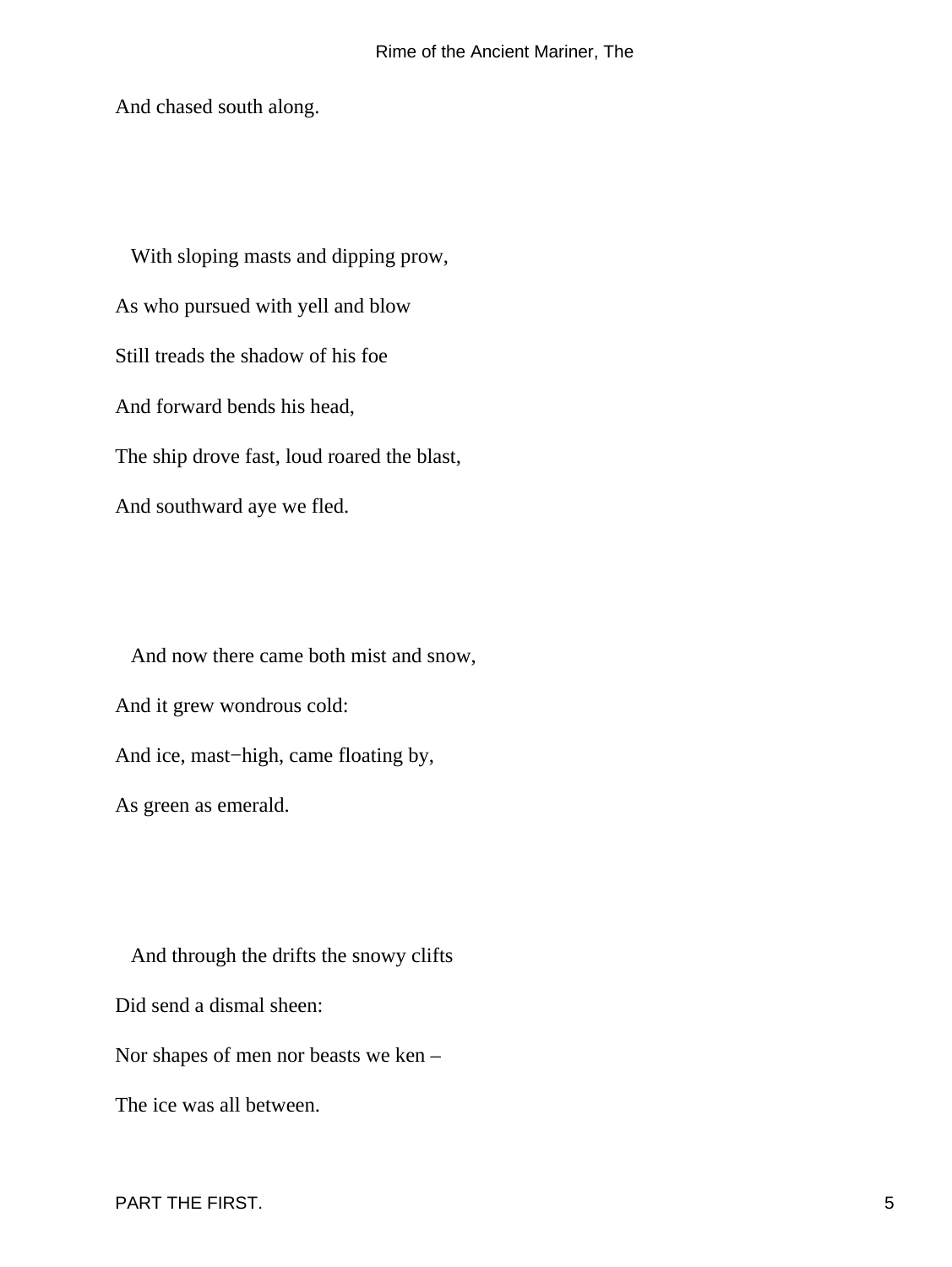And chased south along.

With sloping masts and dipping prow,  
As who pursued with yell and blow  
Still treads the shadow of his foe  
And forward bends his head,  
The ship drove fast, loud roared the blast,  
And southward aye we fled.

And now there came both mist and snow,  
And it grew wondrous cold:  
And ice, mast−high, came floating by,  
As green as emerald.

And through the drifts the snowy clifts  
Did send a dismal sheen:  
Nor shapes of men nor beasts we ken –  
The ice was all between.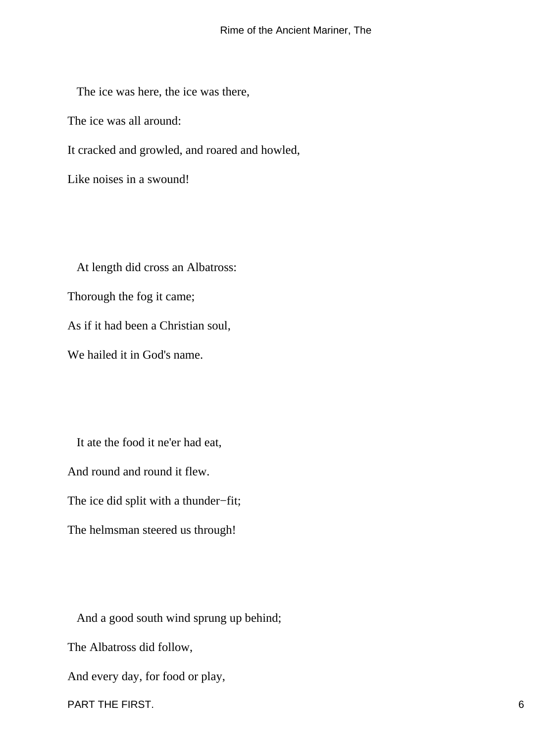The ice was here, the ice was there,

The ice was all around:

It cracked and growled, and roared and howled,

Like noises in a swound!

At length did cross an Albatross:

Thorough the fog it came;

As if it had been a Christian soul,

We hailed it in God's name.

It ate the food it ne'er had eat,

And round and round it flew.

The ice did split with a thunder−fit;

The helmsman steered us through!

And a good south wind sprung up behind;

The Albatross did follow,

And every day, for food or play,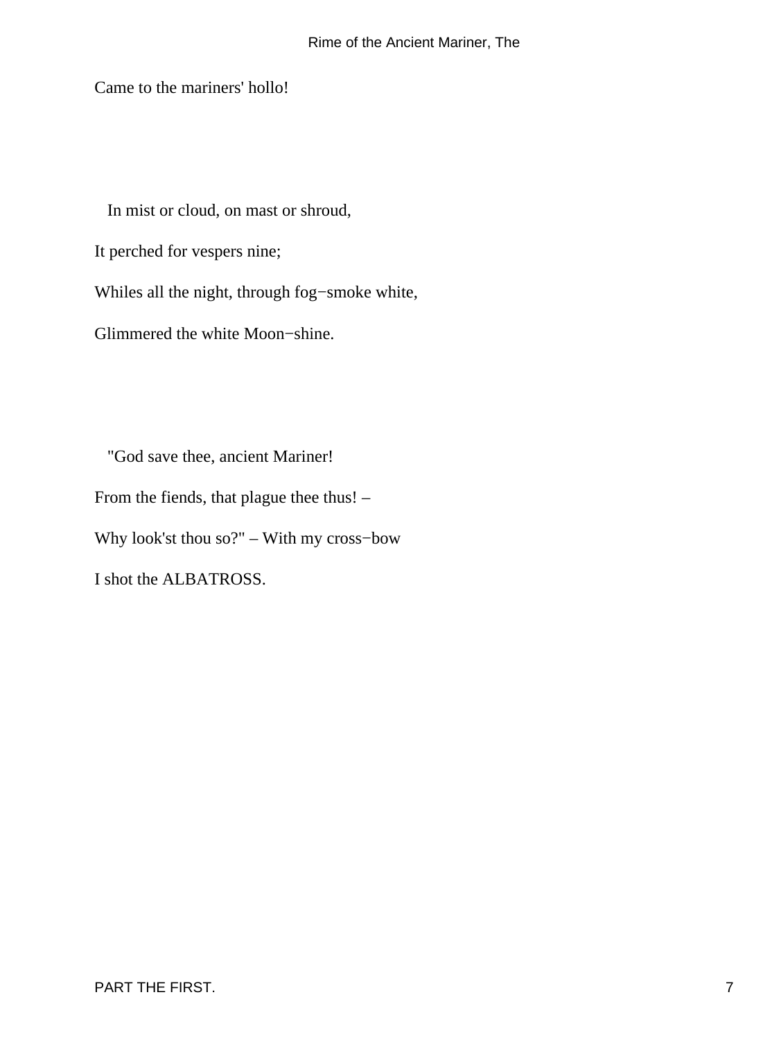Came to the mariners' hollo!

In mist or cloud, on mast or shroud,

It perched for vespers nine;

Whiles all the night, through fog−smoke white,

Glimmered the white Moon−shine.

"God save thee, ancient Mariner!

From the fiends, that plague thee thus! –

Why look'st thou so?" – With my cross−bow

I shot the ALBATROSS.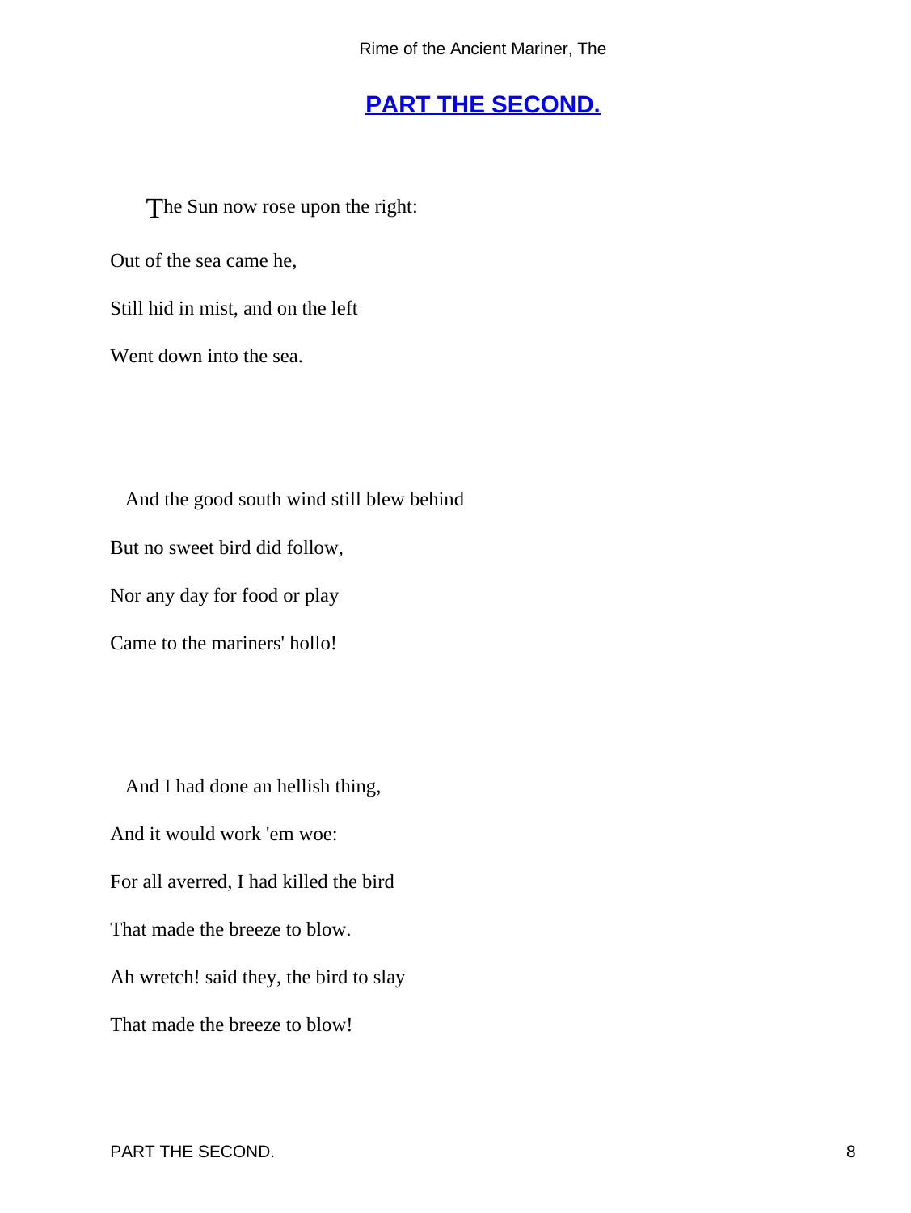## PART THE SECOND.

The Sun now rose upon the right:

Out of the sea came he,

Still hid in mist, and on the left

Went down into the sea.

And the good south wind still blew behind

But no sweet bird did follow,

Nor any day for food or play

Came to the mariners' hollo!

And I had done an hellish thing,

And it would work 'em woe:

For all averred, I had killed the bird

That made the breeze to blow.

Ah wretch! said they, the bird to slay

That made the breeze to blow!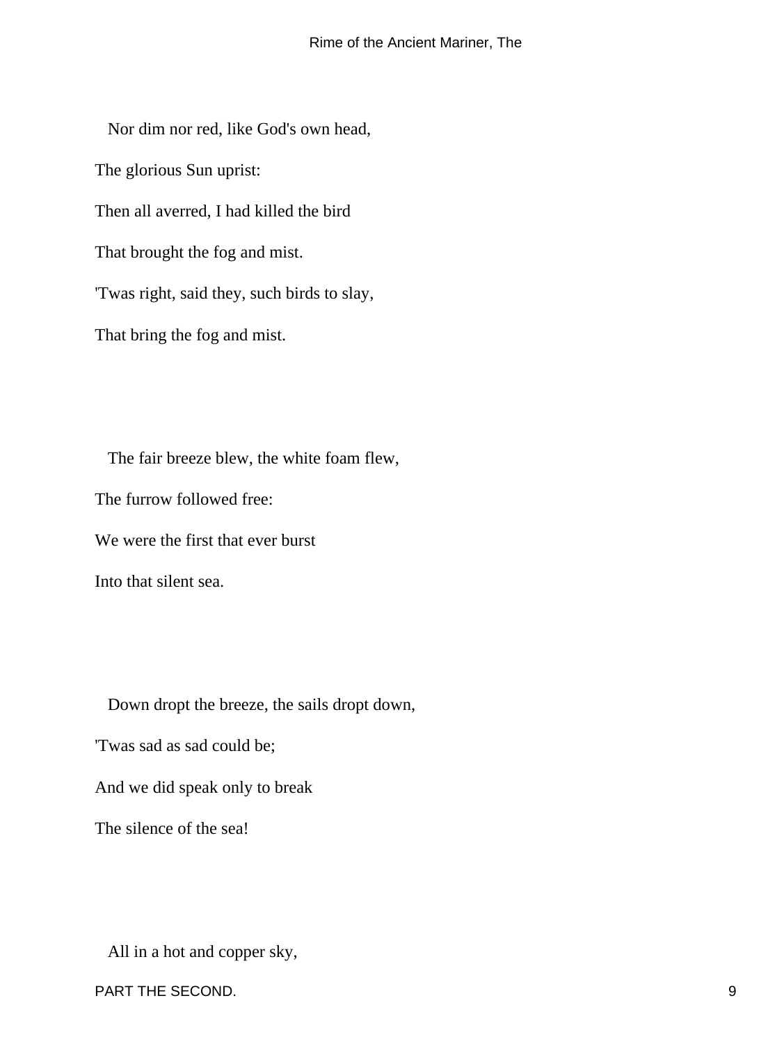Nor dim nor red, like God's own head,

The glorious Sun uprist:

Then all averred, I had killed the bird

That brought the fog and mist.

'Twas right, said they, such birds to slay,

That bring the fog and mist.

The fair breeze blew, the white foam flew,

The furrow followed free:

We were the first that ever burst

Into that silent sea.

Down dropt the breeze, the sails dropt down,

'Twas sad as sad could be;

And we did speak only to break

The silence of the sea!

All in a hot and copper sky,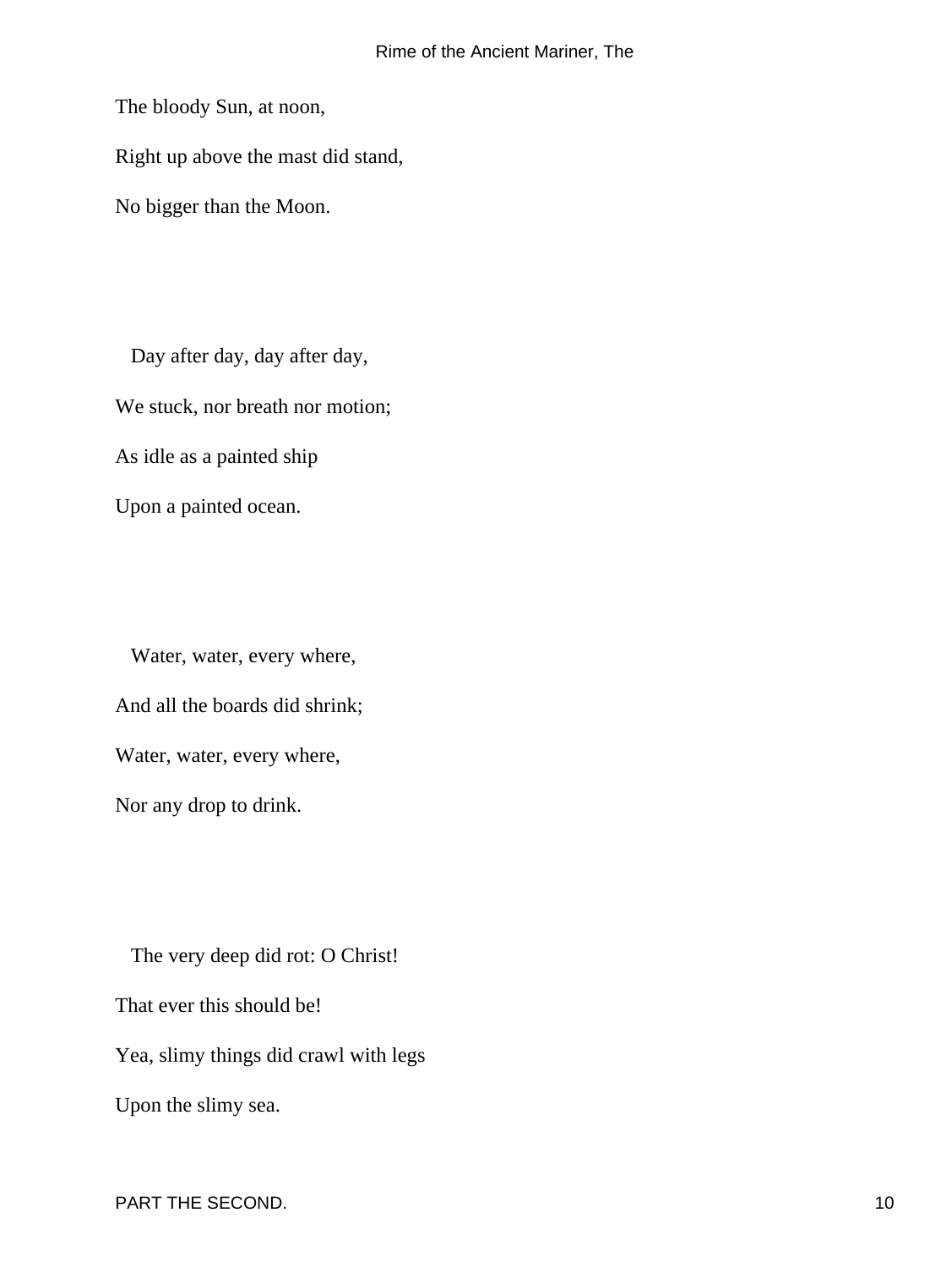The bloody Sun, at noon,

Right up above the mast did stand,

No bigger than the Moon.

Day after day, day after day,

We stuck, nor breath nor motion;

As idle as a painted ship

Upon a painted ocean.

Water, water, every where,

And all the boards did shrink;

Water, water, every where,

Nor any drop to drink.

The very deep did rot: O Christ!

That ever this should be!

Yea, slimy things did crawl with legs

Upon the slimy sea.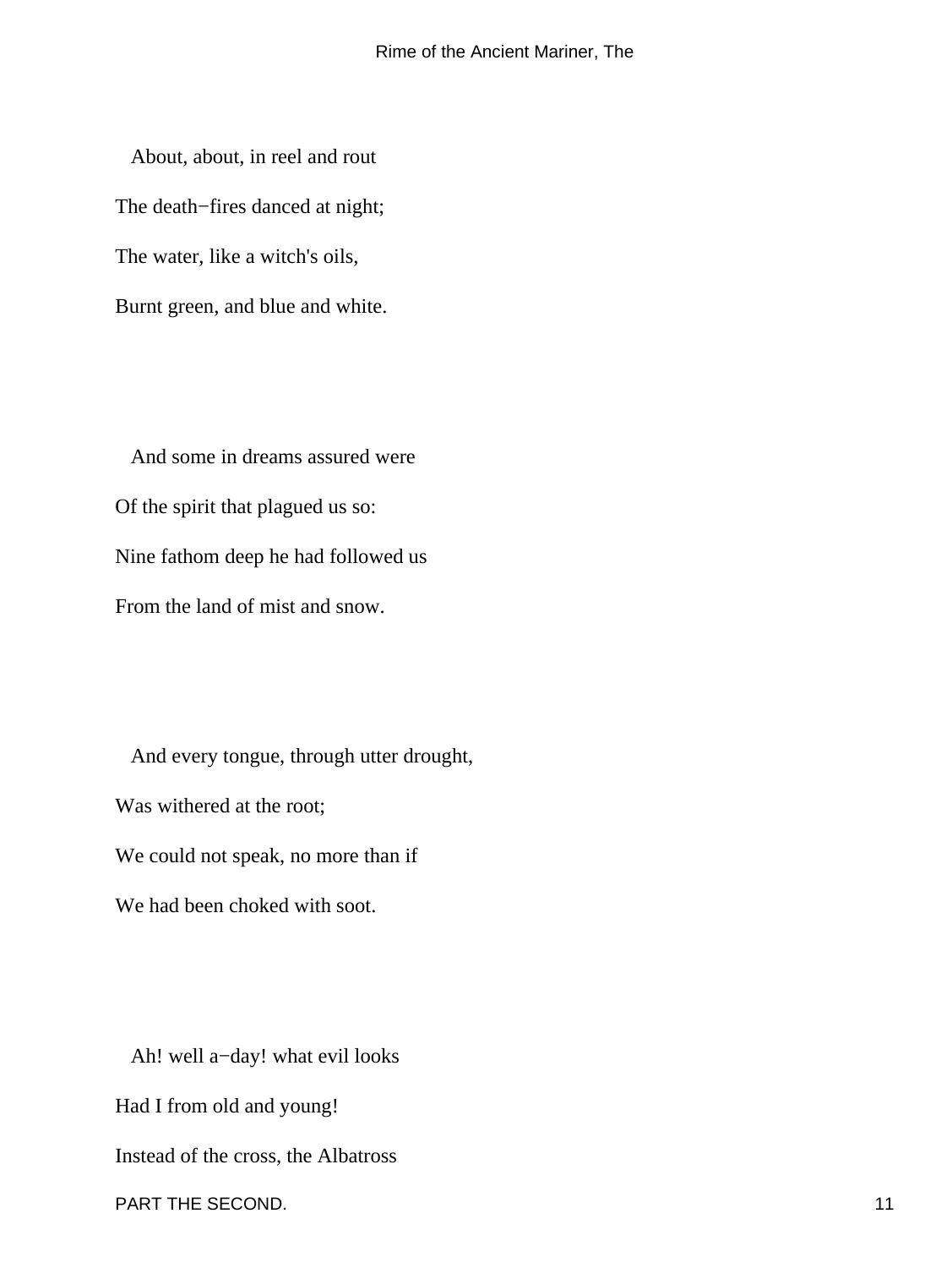About, about, in reel and rout
The death−fires danced at night;
The water, like a witch's oils,
Burnt green, and blue and white.

And some in dreams assured were
Of the spirit that plagued us so:
Nine fathom deep he had followed us
From the land of mist and snow.

And every tongue, through utter drought,
Was withered at the root;
We could not speak, no more than if
We had been choked with soot.

Ah! well a−day! what evil looks
Had I from old and young!
Instead of the cross, the Albatross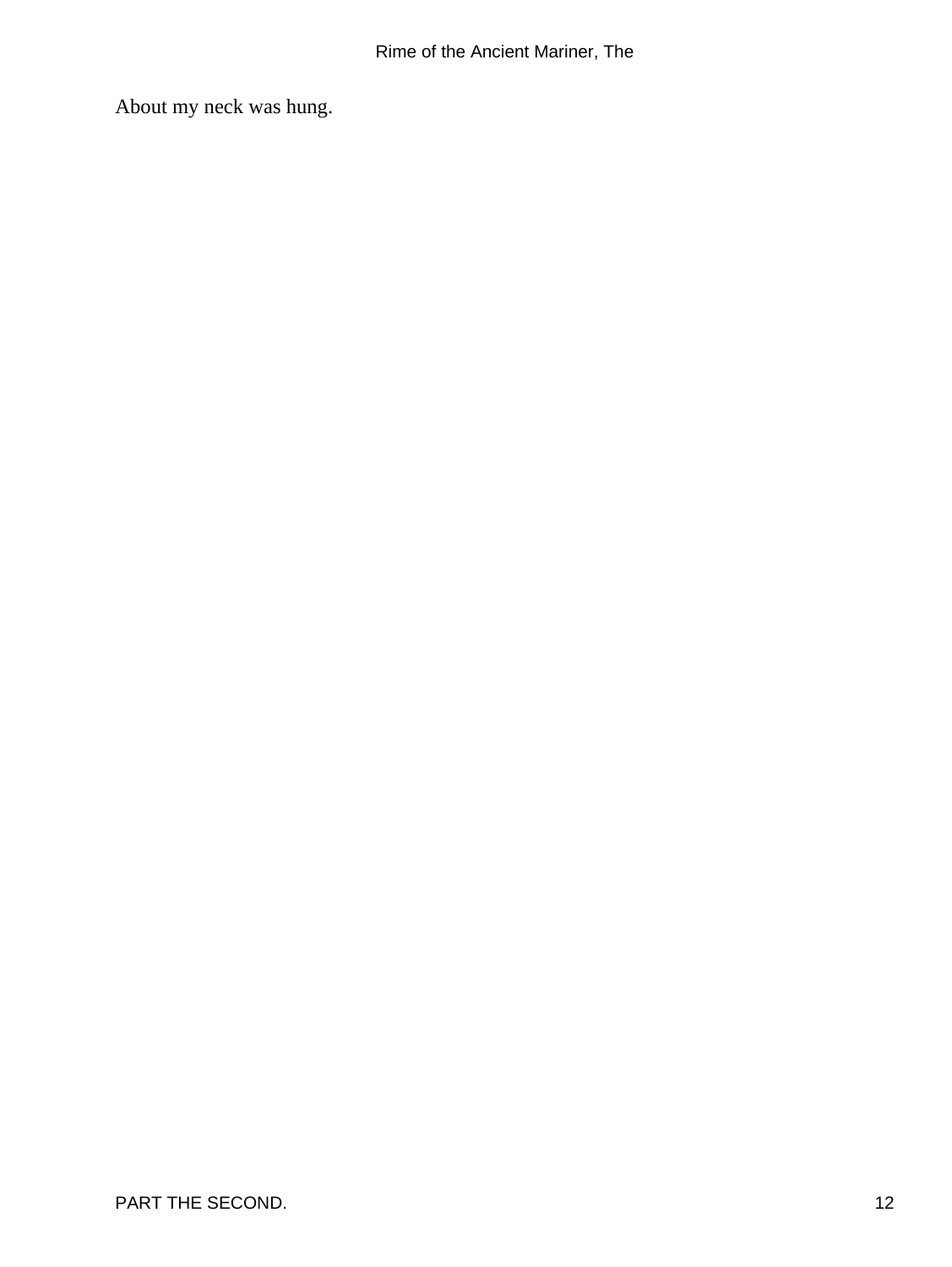About my neck was hung.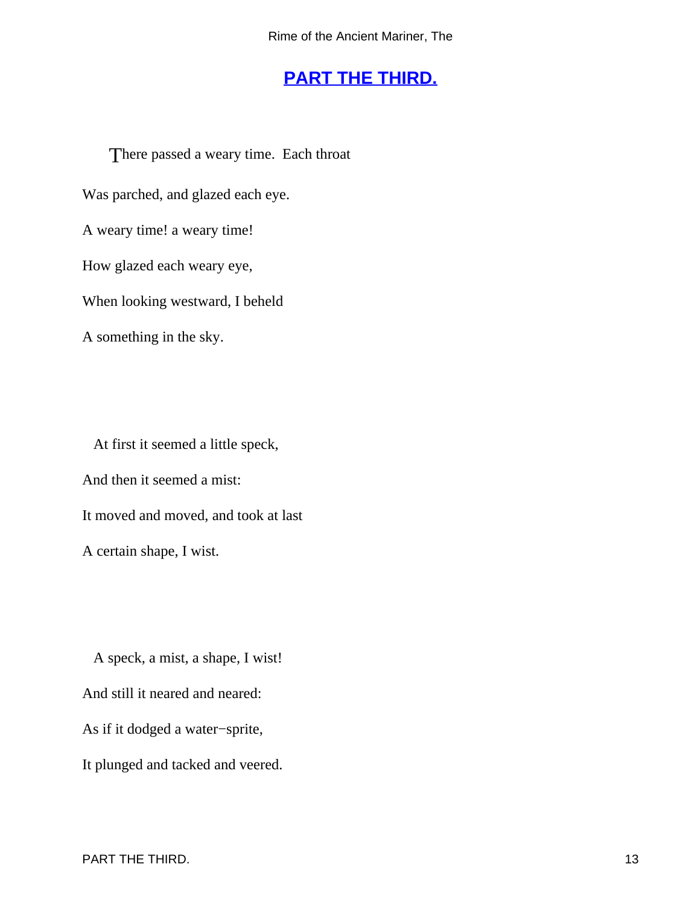## PART THE THIRD.

There passed a weary time. Each throat

Was parched, and glazed each eye.

A weary time! a weary time!

How glazed each weary eye,

When looking westward, I beheld

A something in the sky.

At first it seemed a little speck,

And then it seemed a mist:

It moved and moved, and took at last

A certain shape, I wist.

A speck, a mist, a shape, I wist!

And still it neared and neared:

As if it dodged a water−sprite,

It plunged and tacked and veered.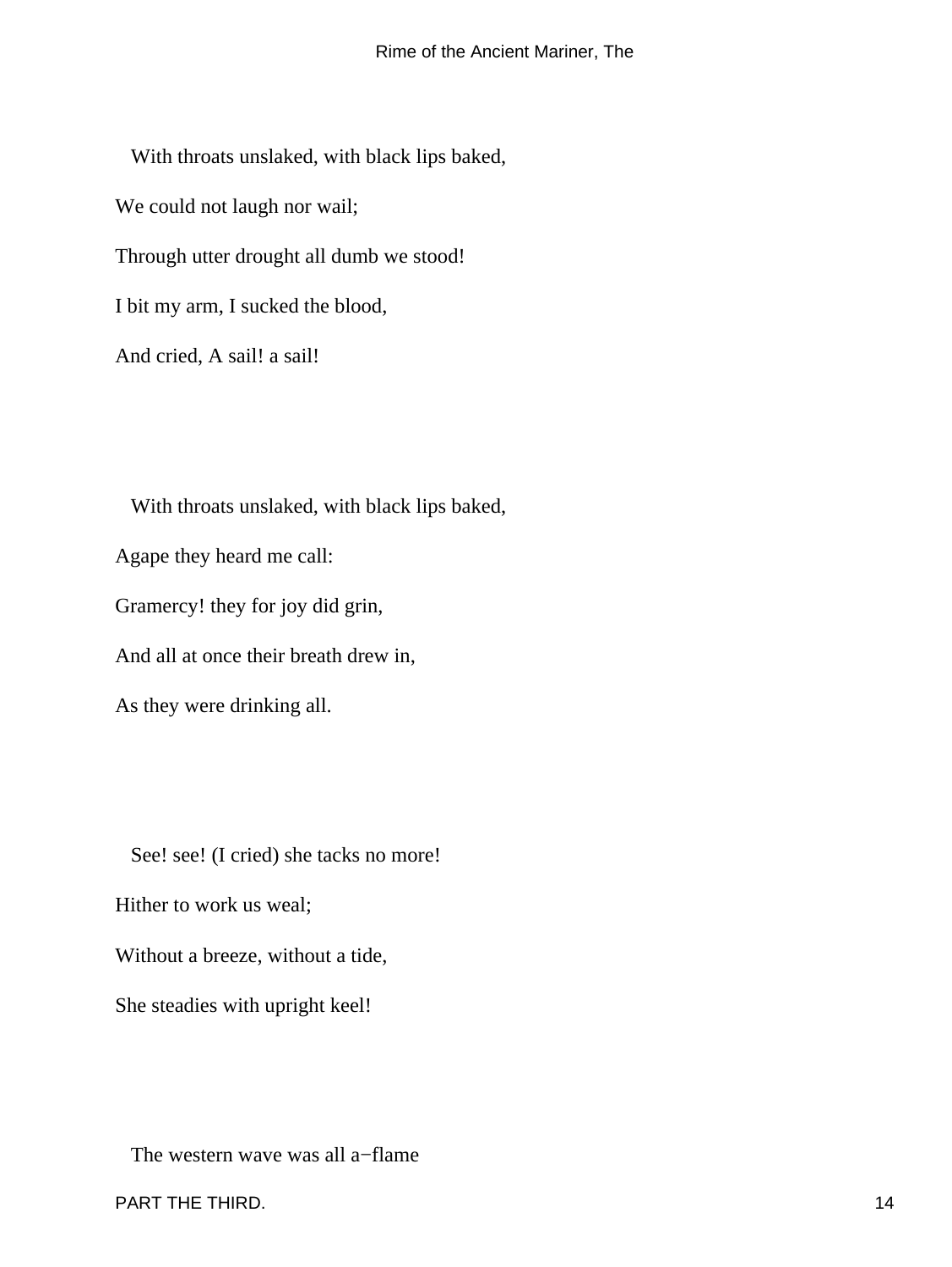With throats unslaked, with black lips baked,

We could not laugh nor wail;

Through utter drought all dumb we stood!

I bit my arm, I sucked the blood,

And cried, A sail! a sail!

With throats unslaked, with black lips baked,

Agape they heard me call:

Gramercy! they for joy did grin,

And all at once their breath drew in,

As they were drinking all.

See! see! (I cried) she tacks no more!

Hither to work us weal;

Without a breeze, without a tide,

She steadies with upright keel!

The western wave was all a−flame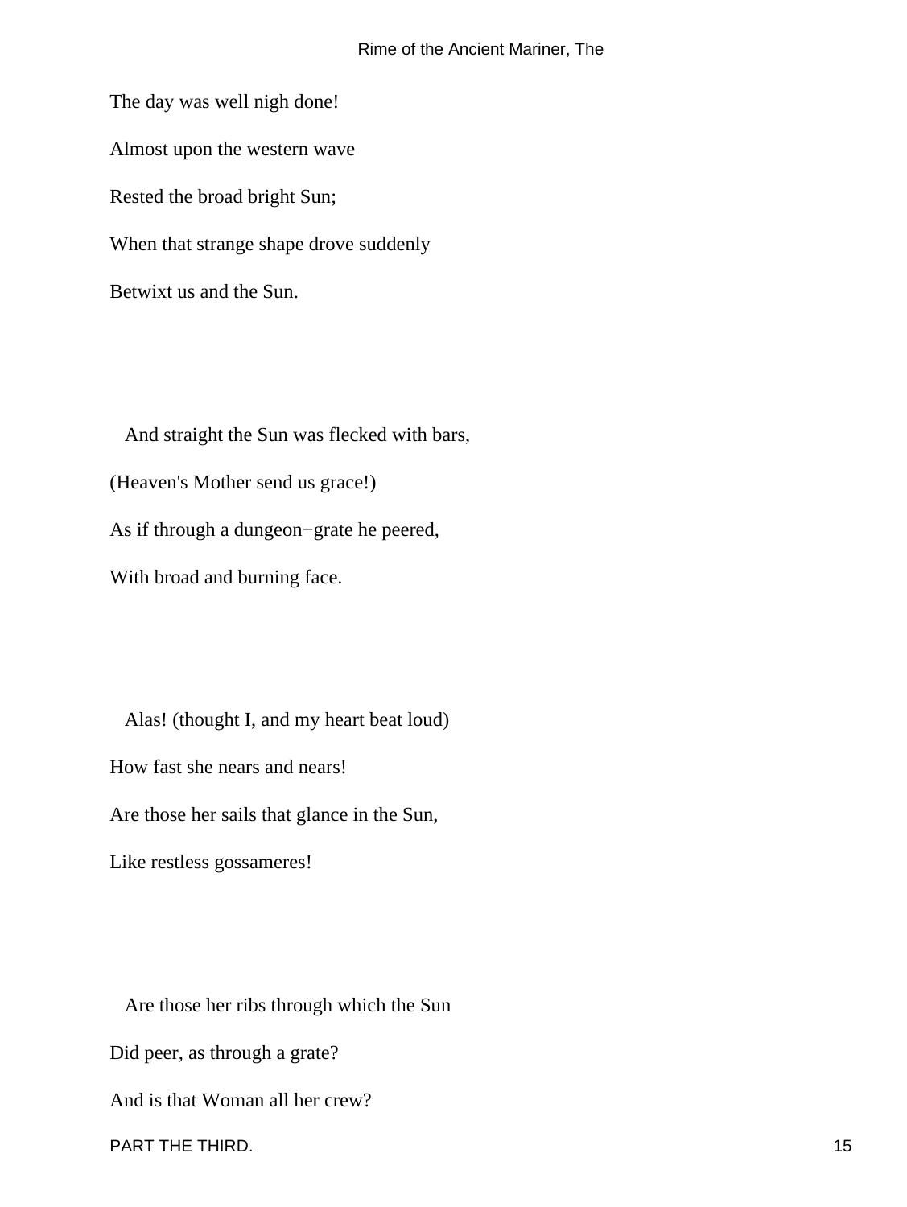The day was well nigh done!

Almost upon the western wave

Rested the broad bright Sun;

When that strange shape drove suddenly

Betwixt us and the Sun.

And straight the Sun was flecked with bars,

(Heaven's Mother send us grace!)

As if through a dungeon−grate he peered,

With broad and burning face.

Alas! (thought I, and my heart beat loud)

How fast she nears and nears!

Are those her sails that glance in the Sun,

Like restless gossameres!

Are those her ribs through which the Sun

Did peer, as through a grate?

And is that Woman all her crew?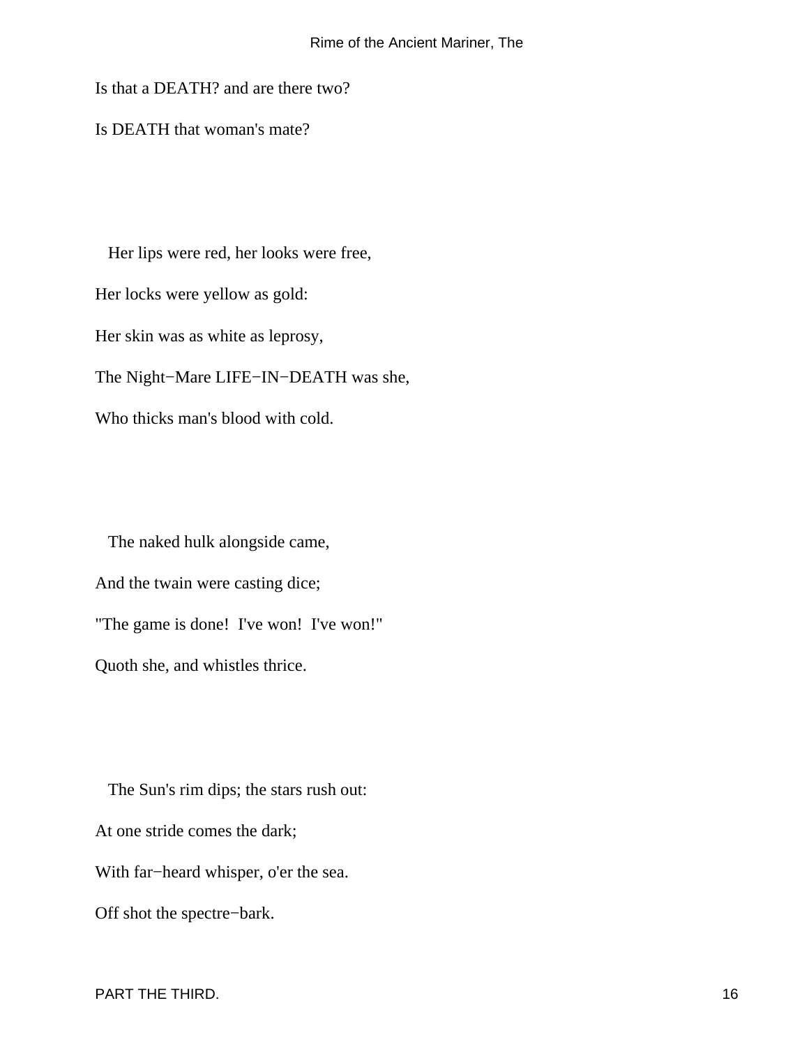Is that a DEATH? and are there two?

Is DEATH that woman's mate?

Her lips were red, her looks were free,

Her locks were yellow as gold:

Her skin was as white as leprosy,

The Night−Mare LIFE−IN−DEATH was she,

Who thicks man's blood with cold.

The naked hulk alongside came,

And the twain were casting dice;

"The game is done!  I've won!  I've won!"

Quoth she, and whistles thrice.

The Sun's rim dips; the stars rush out:

At one stride comes the dark;

With far−heard whisper, o'er the sea.

Off shot the spectre−bark.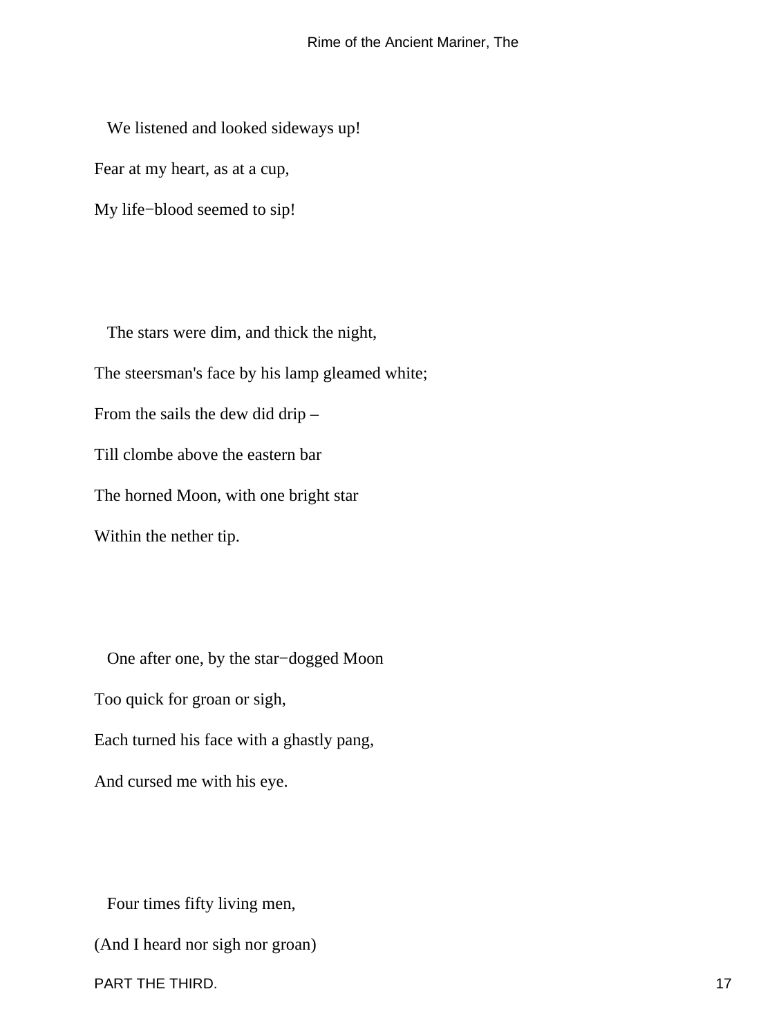We listened and looked sideways up!  
Fear at my heart, as at a cup,  
My life−blood seemed to sip!

The stars were dim, and thick the night,  
The steersman's face by his lamp gleamed white;  
From the sails the dew did drip –  
Till clombe above the eastern bar  
The horned Moon, with one bright star  
Within the nether tip.

One after one, by the star−dogged Moon  
Too quick for groan or sigh,  
Each turned his face with a ghastly pang,  
And cursed me with his eye.

Four times fifty living men,  
(And I heard nor sigh nor groan)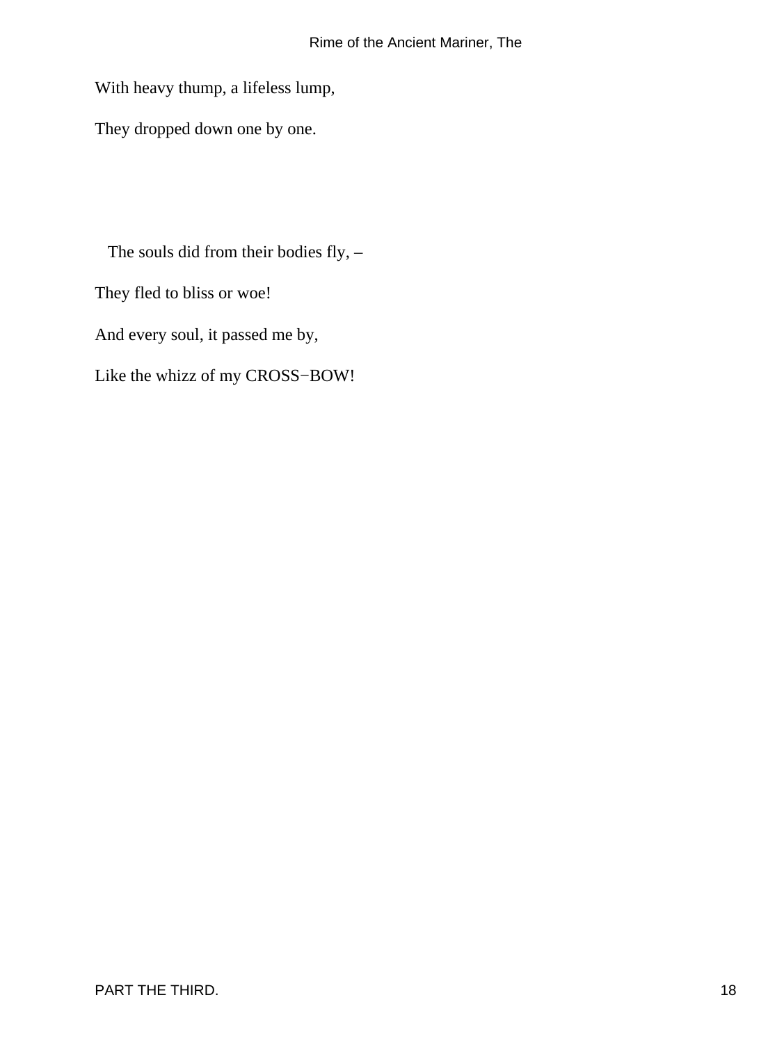With heavy thump, a lifeless lump,

They dropped down one by one.

The souls did from their bodies fly, –

They fled to bliss or woe!

And every soul, it passed me by,

Like the whizz of my CROSS−BOW!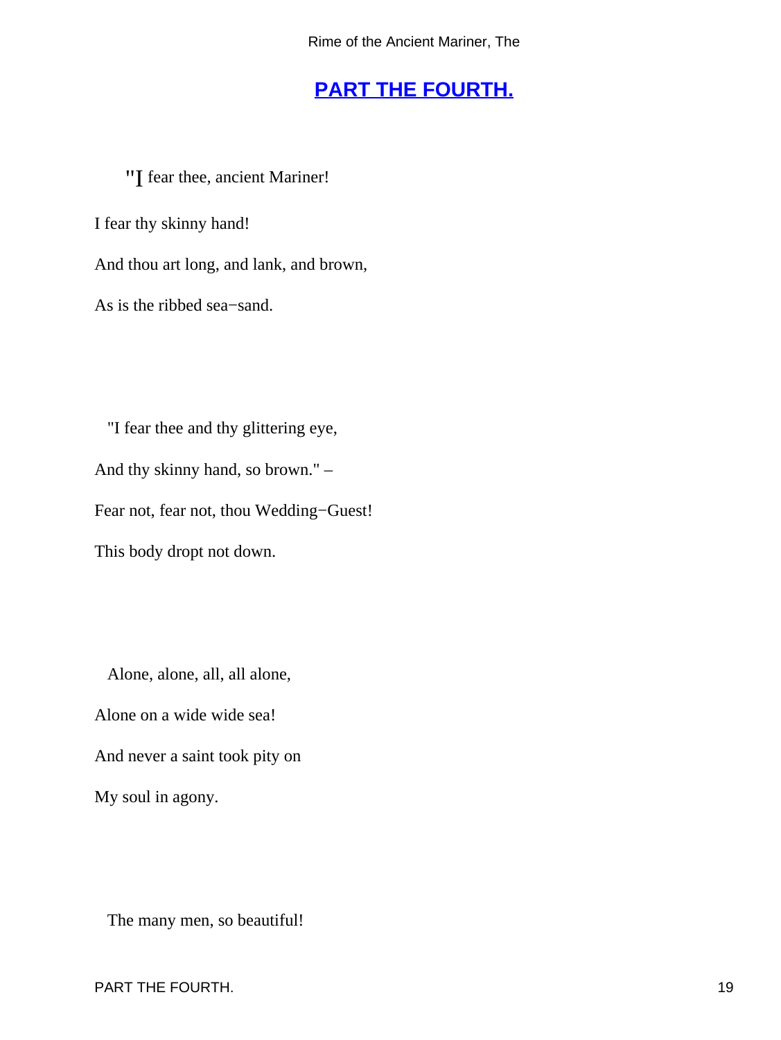## PART THE FOURTH.

"I fear thee, ancient Mariner!

I fear thy skinny hand!

And thou art long, and lank, and brown,

As is the ribbed sea−sand.

"I fear thee and thy glittering eye,

And thy skinny hand, so brown." –

Fear not, fear not, thou Wedding−Guest!

This body dropt not down.

Alone, alone, all, all alone,

Alone on a wide wide sea!

And never a saint took pity on

My soul in agony.

The many men, so beautiful!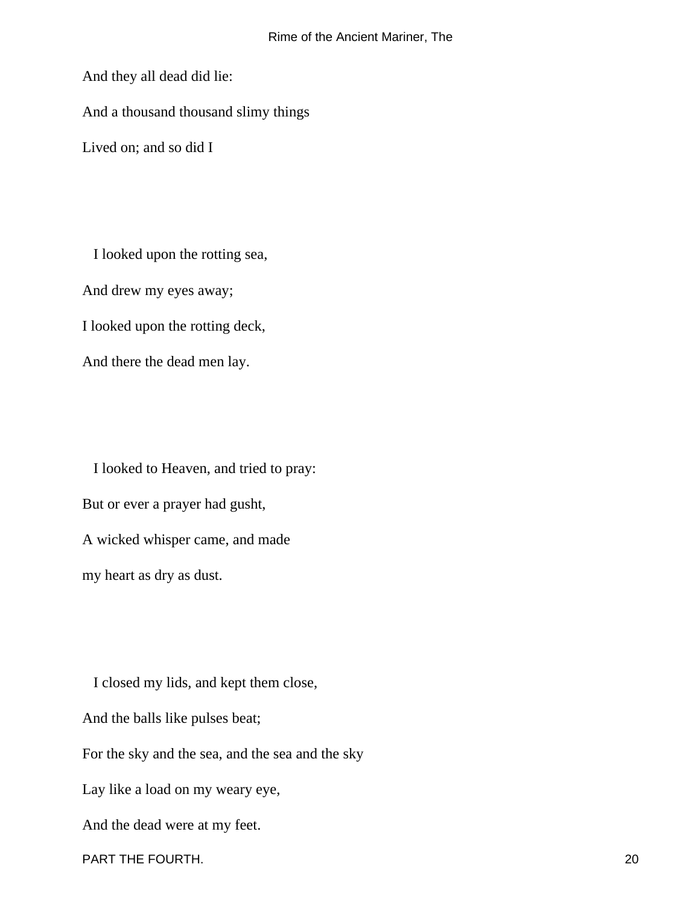And they all dead did lie:

And a thousand thousand slimy things

Lived on; and so did I

I looked upon the rotting sea,

And drew my eyes away;

I looked upon the rotting deck,

And there the dead men lay.

I looked to Heaven, and tried to pray:

But or ever a prayer had gusht,

A wicked whisper came, and made

my heart as dry as dust.

I closed my lids, and kept them close,

And the balls like pulses beat;

For the sky and the sea, and the sea and the sky

Lay like a load on my weary eye,

And the dead were at my feet.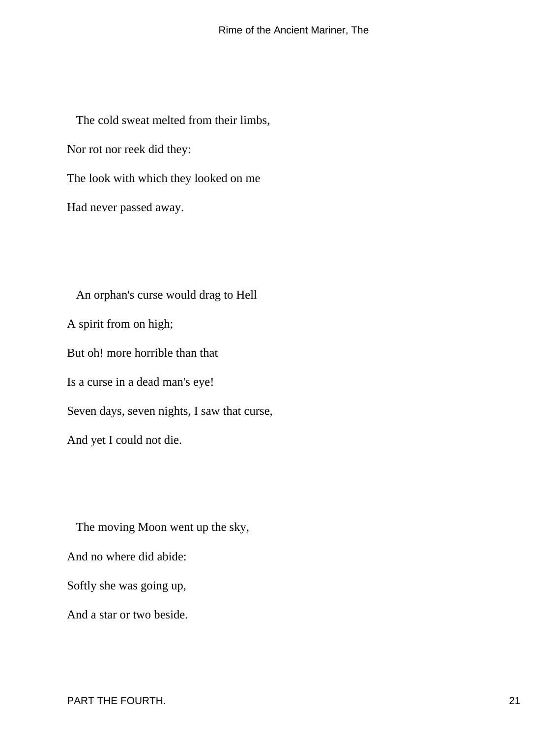The cold sweat melted from their limbs,

Nor rot nor reek did they:

The look with which they looked on me

Had never passed away.

An orphan's curse would drag to Hell

A spirit from on high;

But oh! more horrible than that

Is a curse in a dead man's eye!

Seven days, seven nights, I saw that curse,

And yet I could not die.

The moving Moon went up the sky,

And no where did abide:

Softly she was going up,

And a star or two beside.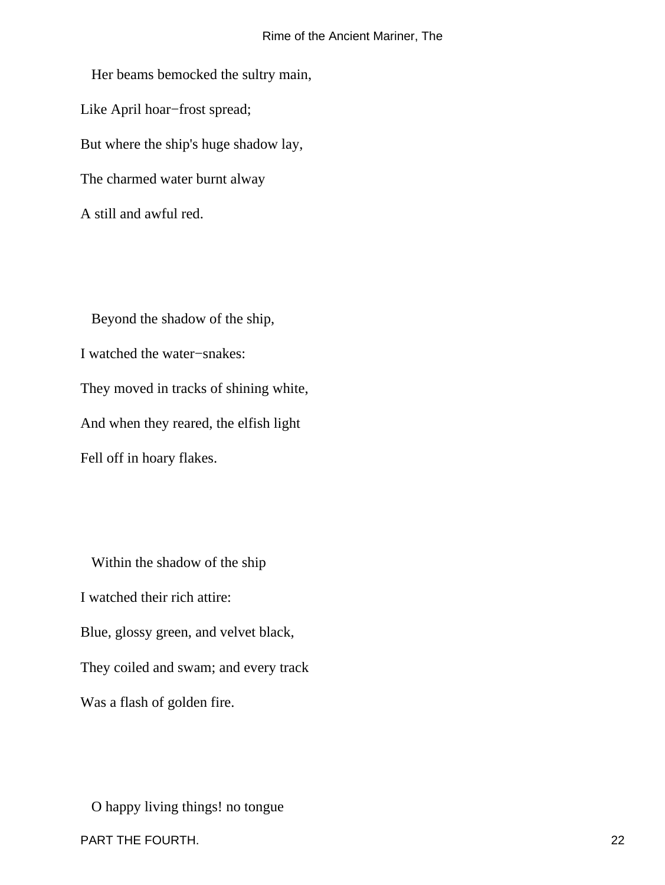Her beams bemocked the sultry main,

Like April hoar−frost spread;

But where the ship's huge shadow lay,

The charmed water burnt alway

A still and awful red.

Beyond the shadow of the ship,

I watched the water−snakes:

They moved in tracks of shining white,

And when they reared, the elfish light

Fell off in hoary flakes.

Within the shadow of the ship

I watched their rich attire:

Blue, glossy green, and velvet black,

They coiled and swam; and every track

Was a flash of golden fire.

O happy living things! no tongue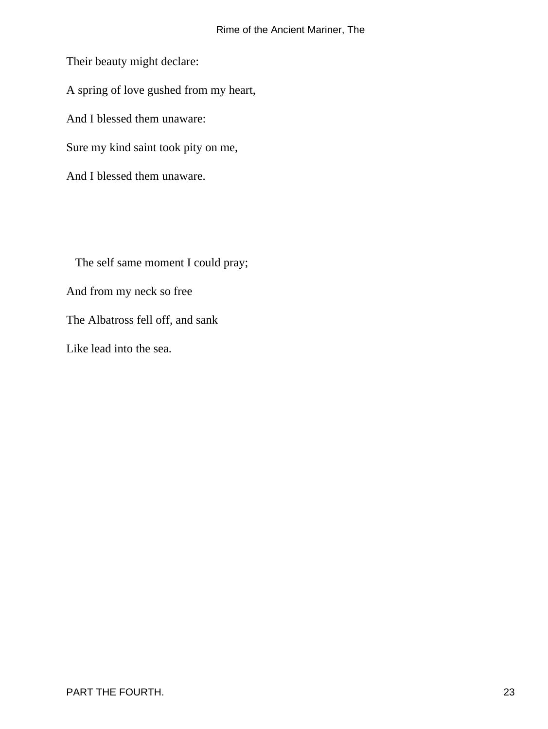Their beauty might declare:

A spring of love gushed from my heart,

And I blessed them unaware:

Sure my kind saint took pity on me,

And I blessed them unaware.

The self same moment I could pray;

And from my neck so free

The Albatross fell off, and sank

Like lead into the sea.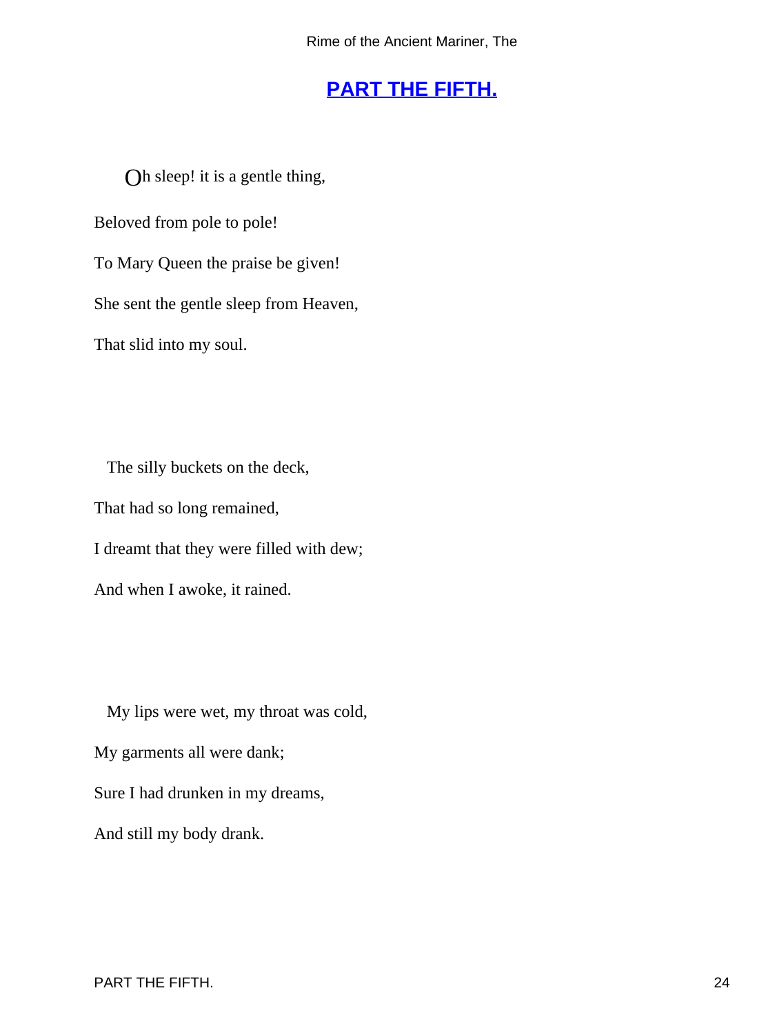## PART THE FIFTH.

Oh sleep! it is a gentle thing,

Beloved from pole to pole!

To Mary Queen the praise be given!

She sent the gentle sleep from Heaven,

That slid into my soul.

The silly buckets on the deck,

That had so long remained,

I dreamt that they were filled with dew;

And when I awoke, it rained.

My lips were wet, my throat was cold,

My garments all were dank;

Sure I had drunken in my dreams,

And still my body drank.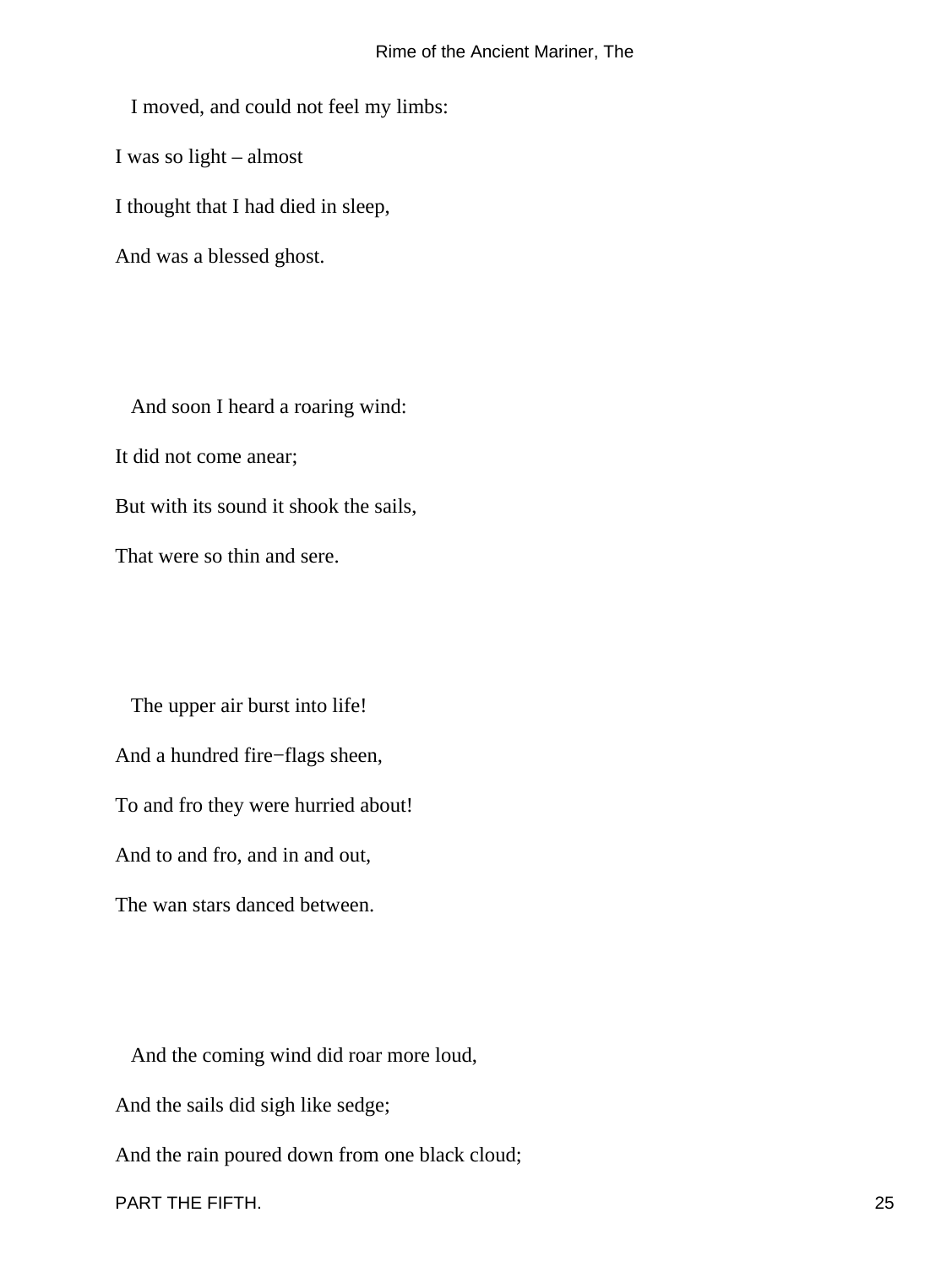I moved, and could not feel my limbs:

I was so light – almost

I thought that I had died in sleep,

And was a blessed ghost.

And soon I heard a roaring wind:

It did not come anear;

But with its sound it shook the sails,

That were so thin and sere.

The upper air burst into life!

And a hundred fire−flags sheen,

To and fro they were hurried about!

And to and fro, and in and out,

The wan stars danced between.

And the coming wind did roar more loud,

And the sails did sigh like sedge;

And the rain poured down from one black cloud;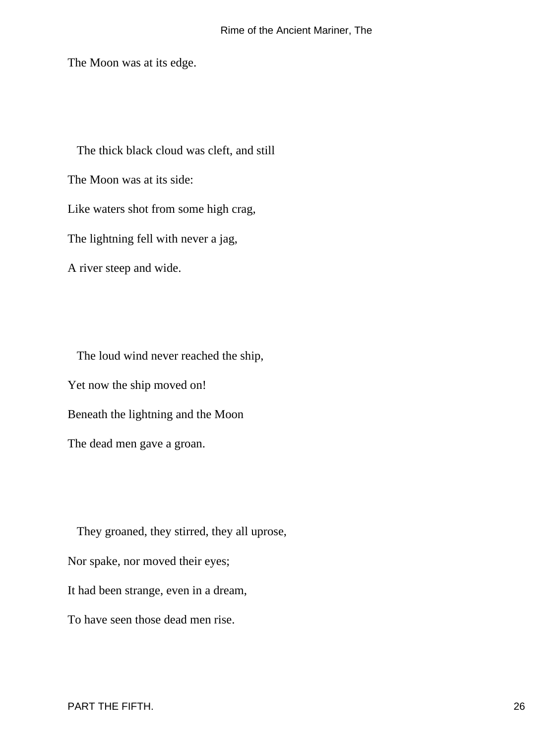The Moon was at its edge.

The thick black cloud was cleft, and still
The Moon was at its side:
Like waters shot from some high crag,
The lightning fell with never a jag,
A river steep and wide.

The loud wind never reached the ship,
Yet now the ship moved on!
Beneath the lightning and the Moon
The dead men gave a groan.

They groaned, they stirred, they all uprose,
Nor spake, nor moved their eyes;
It had been strange, even in a dream,
To have seen those dead men rise.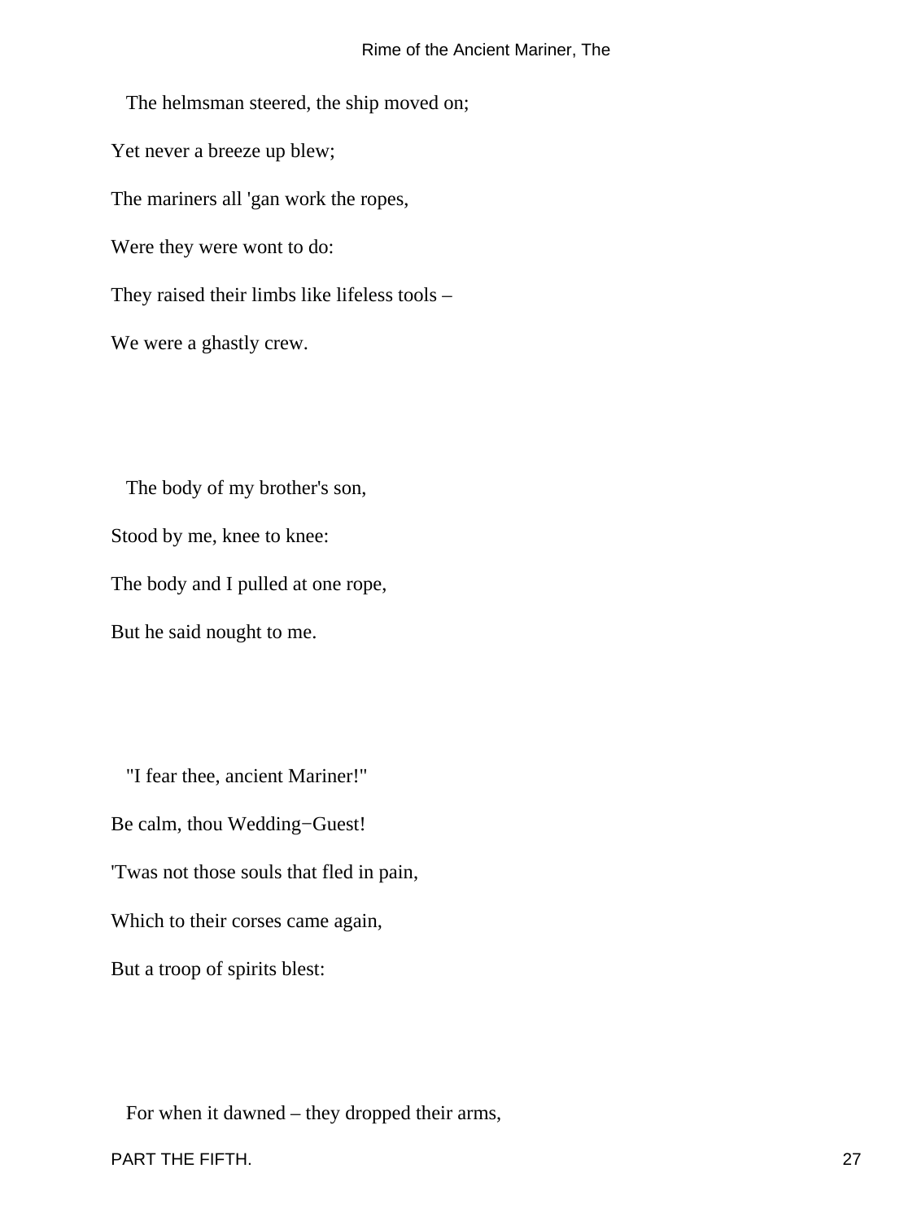The helmsman steered, the ship moved on;

Yet never a breeze up blew;

The mariners all 'gan work the ropes,

Were they were wont to do:

They raised their limbs like lifeless tools –

We were a ghastly crew.

The body of my brother's son,

Stood by me, knee to knee:

The body and I pulled at one rope,

But he said nought to me.

"I fear thee, ancient Mariner!"

Be calm, thou Wedding−Guest!

'Twas not those souls that fled in pain,

Which to their corses came again,

But a troop of spirits blest:

For when it dawned – they dropped their arms,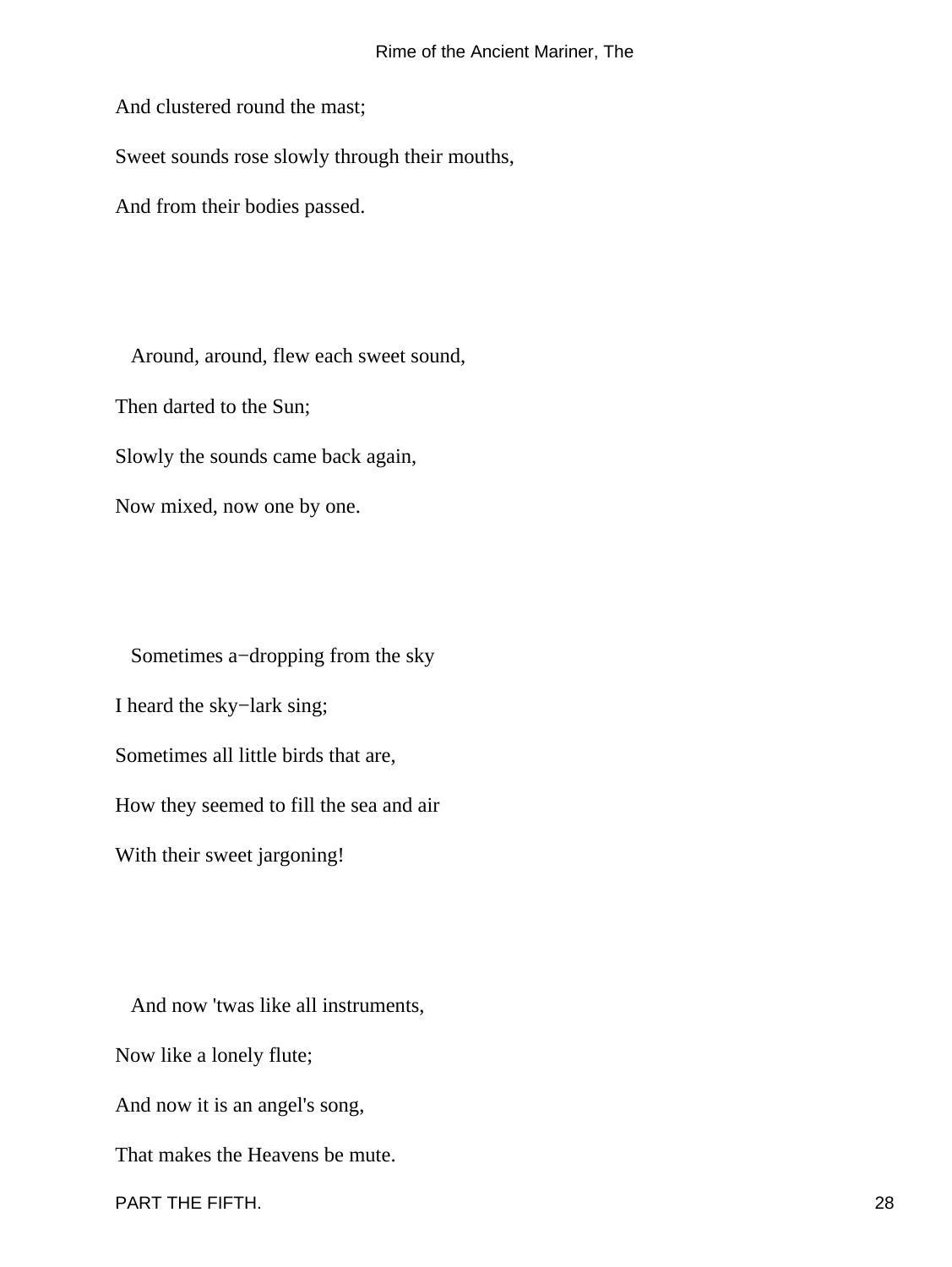And clustered round the mast;

Sweet sounds rose slowly through their mouths,

And from their bodies passed.

Around, around, flew each sweet sound,

Then darted to the Sun;

Slowly the sounds came back again,

Now mixed, now one by one.

Sometimes a−dropping from the sky

I heard the sky−lark sing;

Sometimes all little birds that are,

How they seemed to fill the sea and air

With their sweet jargoning!

And now 'twas like all instruments,

Now like a lonely flute;

And now it is an angel's song,

That makes the Heavens be mute.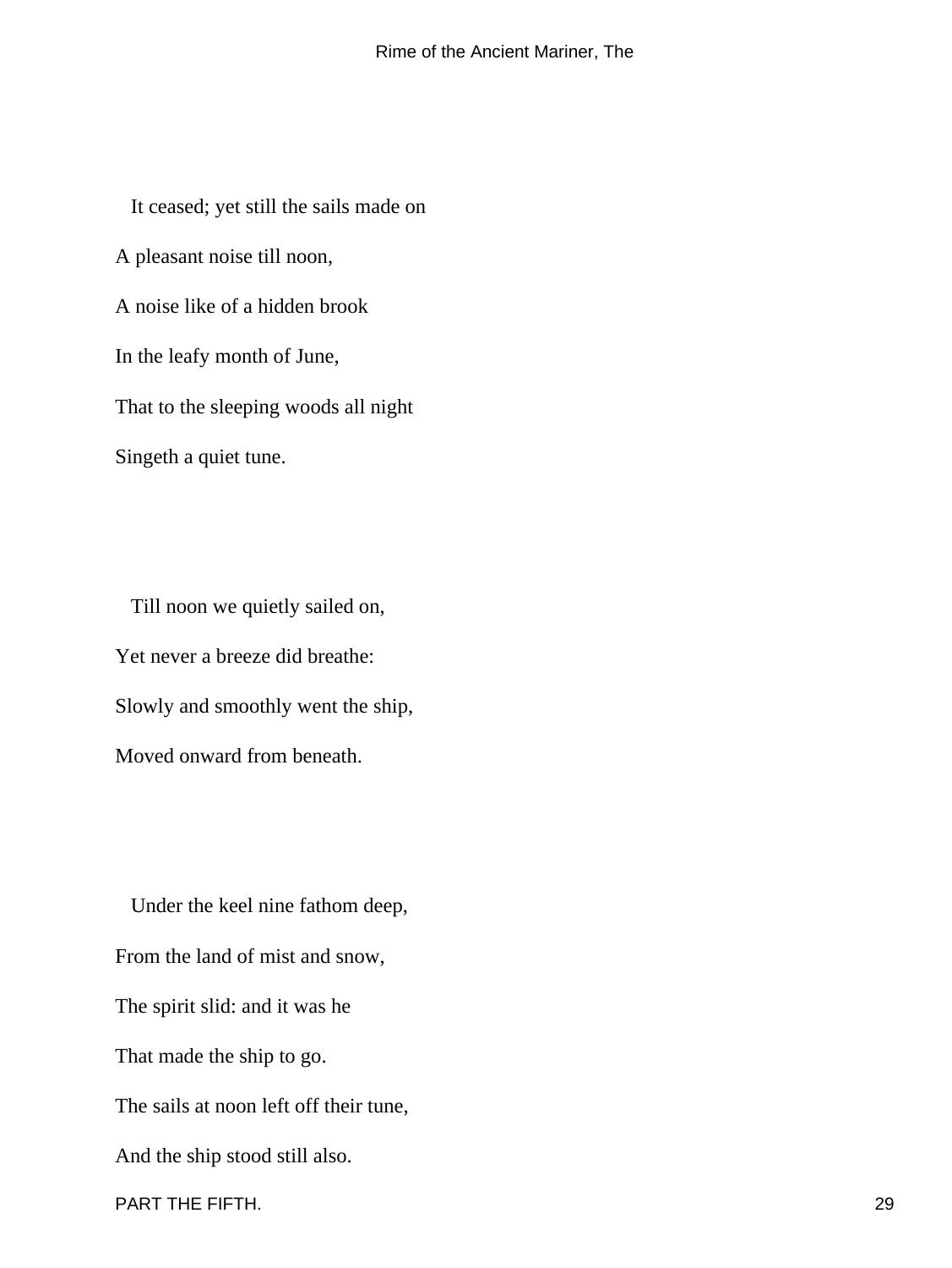It ceased; yet still the sails made on

A pleasant noise till noon,

A noise like of a hidden brook

In the leafy month of June,

That to the sleeping woods all night

Singeth a quiet tune.

Till noon we quietly sailed on,

Yet never a breeze did breathe:

Slowly and smoothly went the ship,

Moved onward from beneath.

Under the keel nine fathom deep,

From the land of mist and snow,

The spirit slid: and it was he

That made the ship to go.

The sails at noon left off their tune,

And the ship stood still also.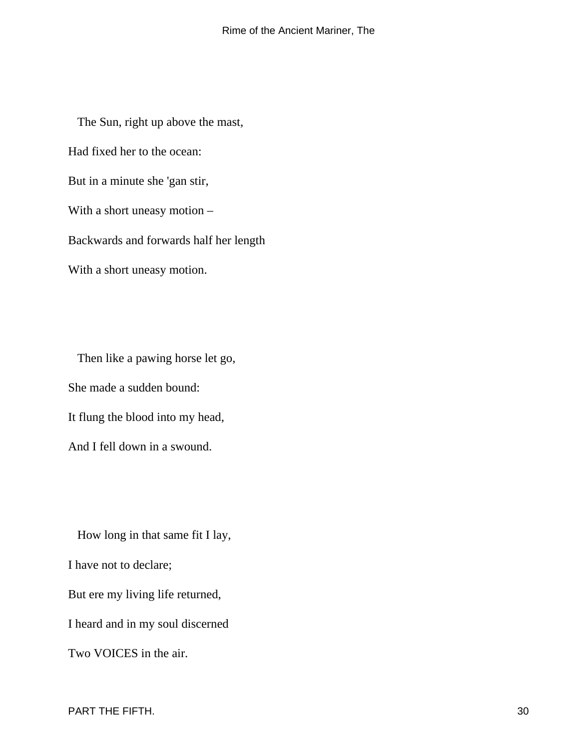The Sun, right up above the mast,

Had fixed her to the ocean:

But in a minute she 'gan stir,

With a short uneasy motion –

Backwards and forwards half her length

With a short uneasy motion.

Then like a pawing horse let go,

She made a sudden bound:

It flung the blood into my head,

And I fell down in a swound.

How long in that same fit I lay,

I have not to declare;

But ere my living life returned,

I heard and in my soul discerned

Two VOICES in the air.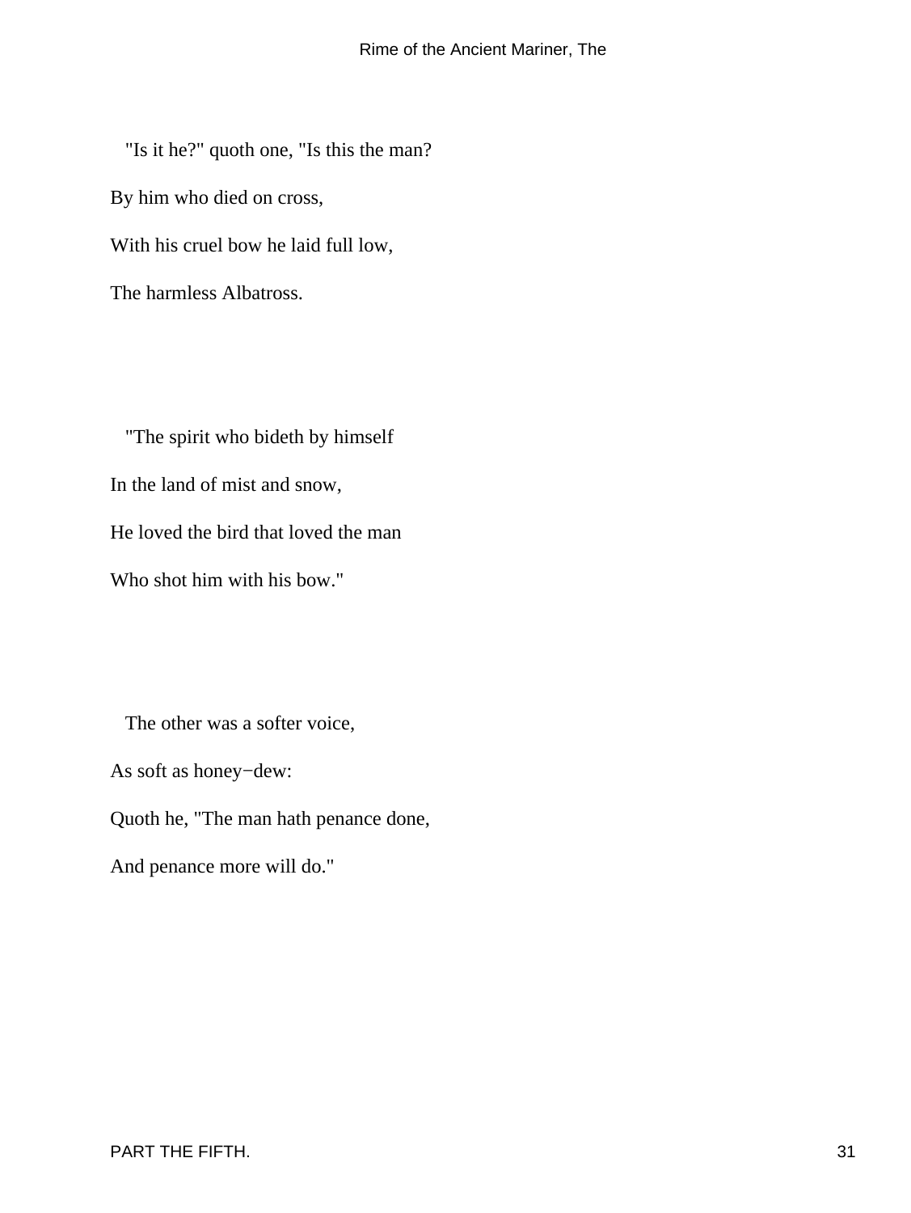"Is it he?" quoth one, "Is this the man?

By him who died on cross,

With his cruel bow he laid full low,

The harmless Albatross.

"The spirit who bideth by himself

In the land of mist and snow,

He loved the bird that loved the man

Who shot him with his bow."

The other was a softer voice,

As soft as honey−dew:

Quoth he, "The man hath penance done,

And penance more will do."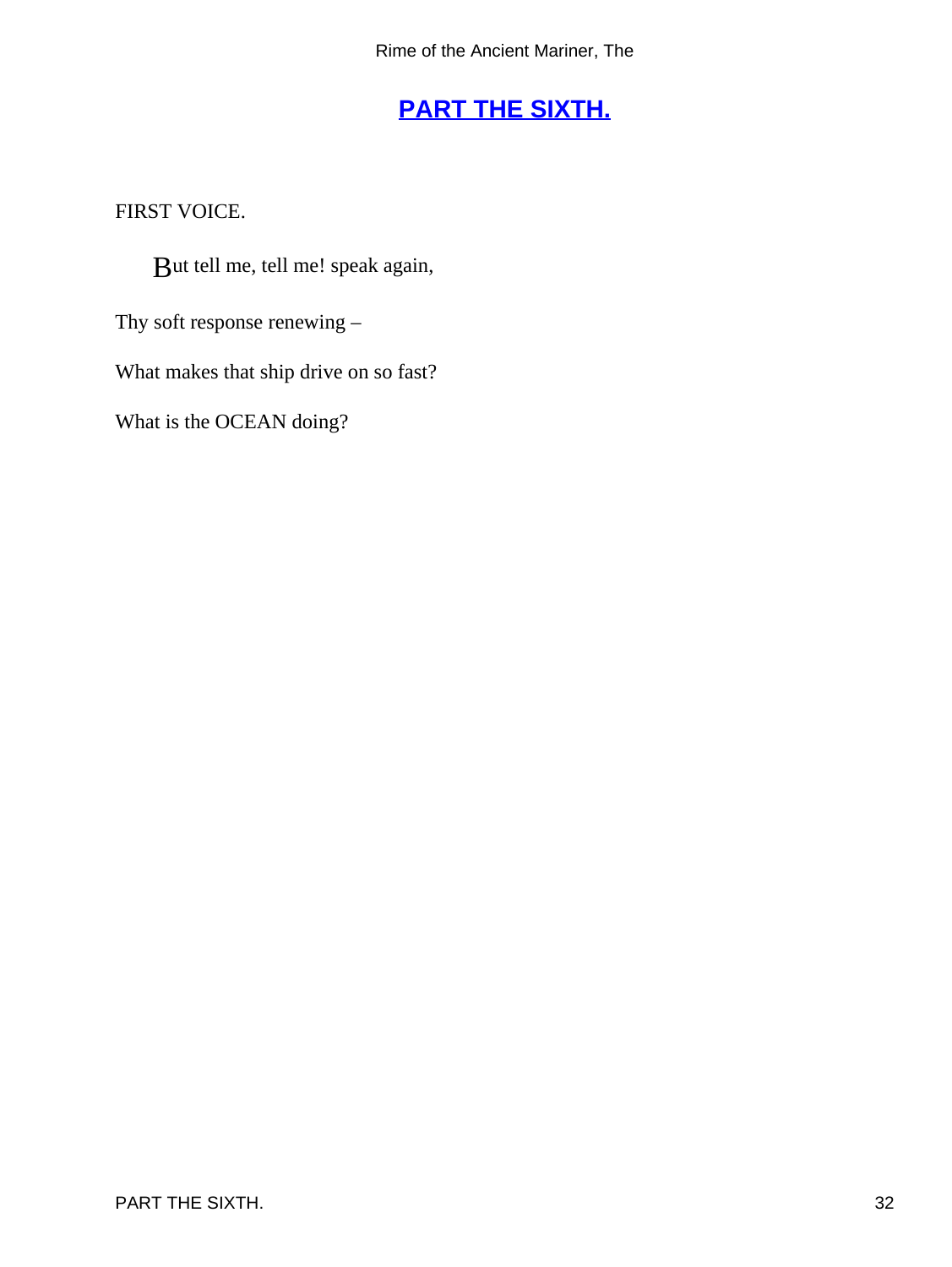## PART THE SIXTH.

FIRST VOICE.

But tell me, tell me! speak again,

Thy soft response renewing –

What makes that ship drive on so fast?

What is the OCEAN doing?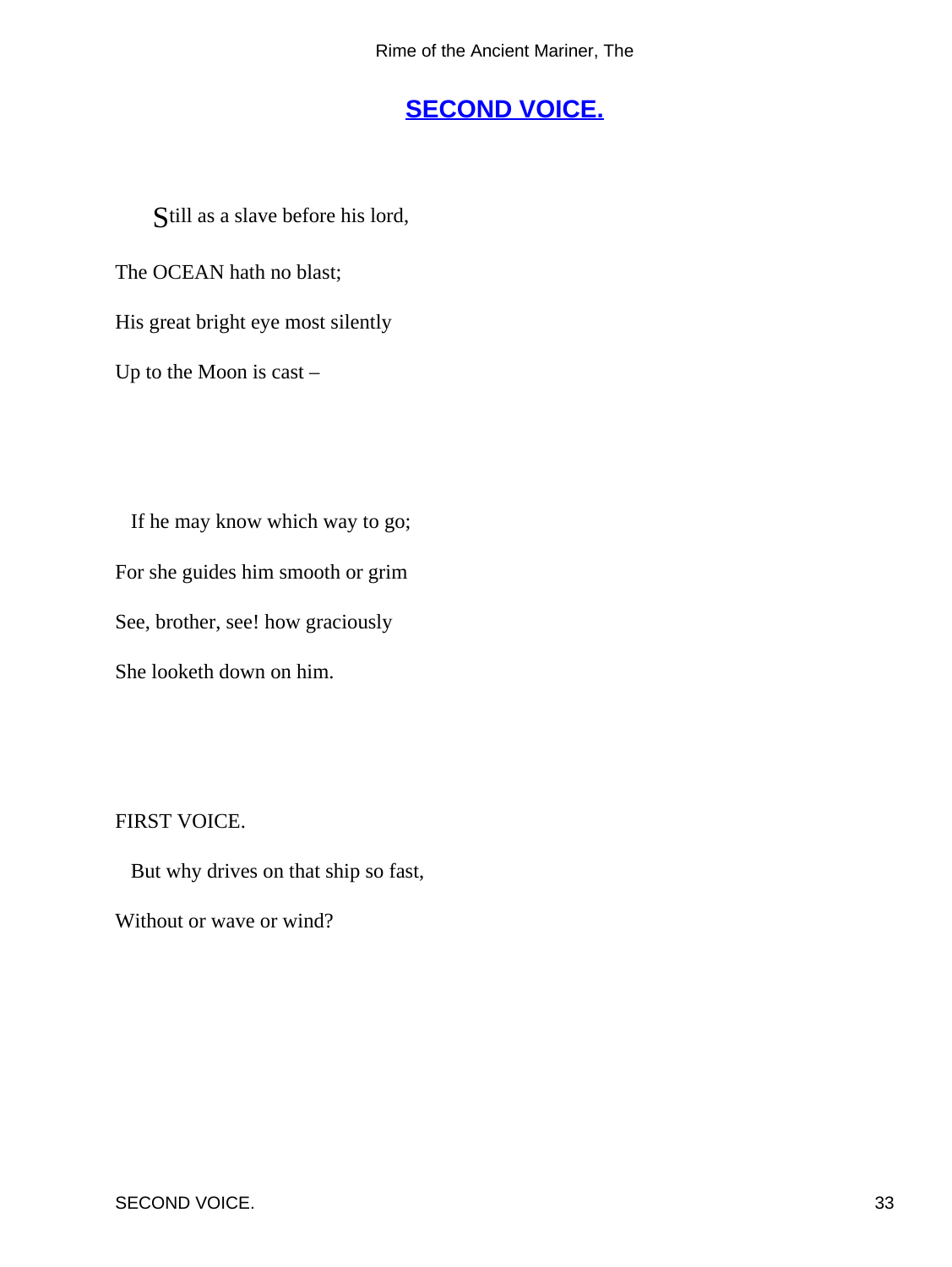## SECOND VOICE.

Still as a slave before his lord,

The OCEAN hath no blast;

His great bright eye most silently

Up to the Moon is cast –

If he may know which way to go;

For she guides him smooth or grim

See, brother, see! how graciously

She looketh down on him.

FIRST VOICE.

But why drives on that ship so fast,

Without or wave or wind?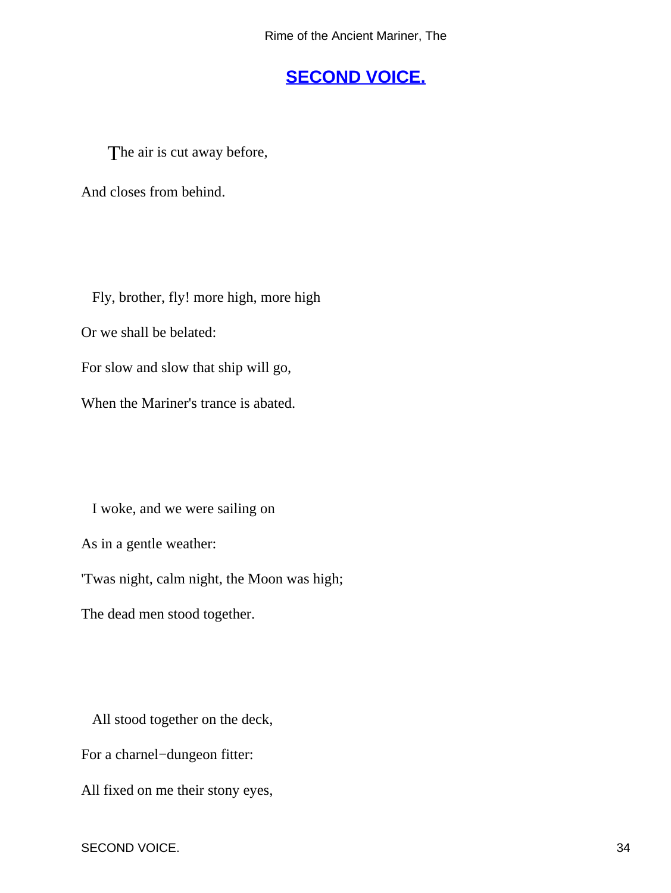## SECOND VOICE.

The air is cut away before,

And closes from behind.

Fly, brother, fly! more high, more high

Or we shall be belated:

For slow and slow that ship will go,

When the Mariner's trance is abated.

I woke, and we were sailing on

As in a gentle weather:

'Twas night, calm night, the Moon was high;

The dead men stood together.

All stood together on the deck,

For a charnel−dungeon fitter:

All fixed on me their stony eyes,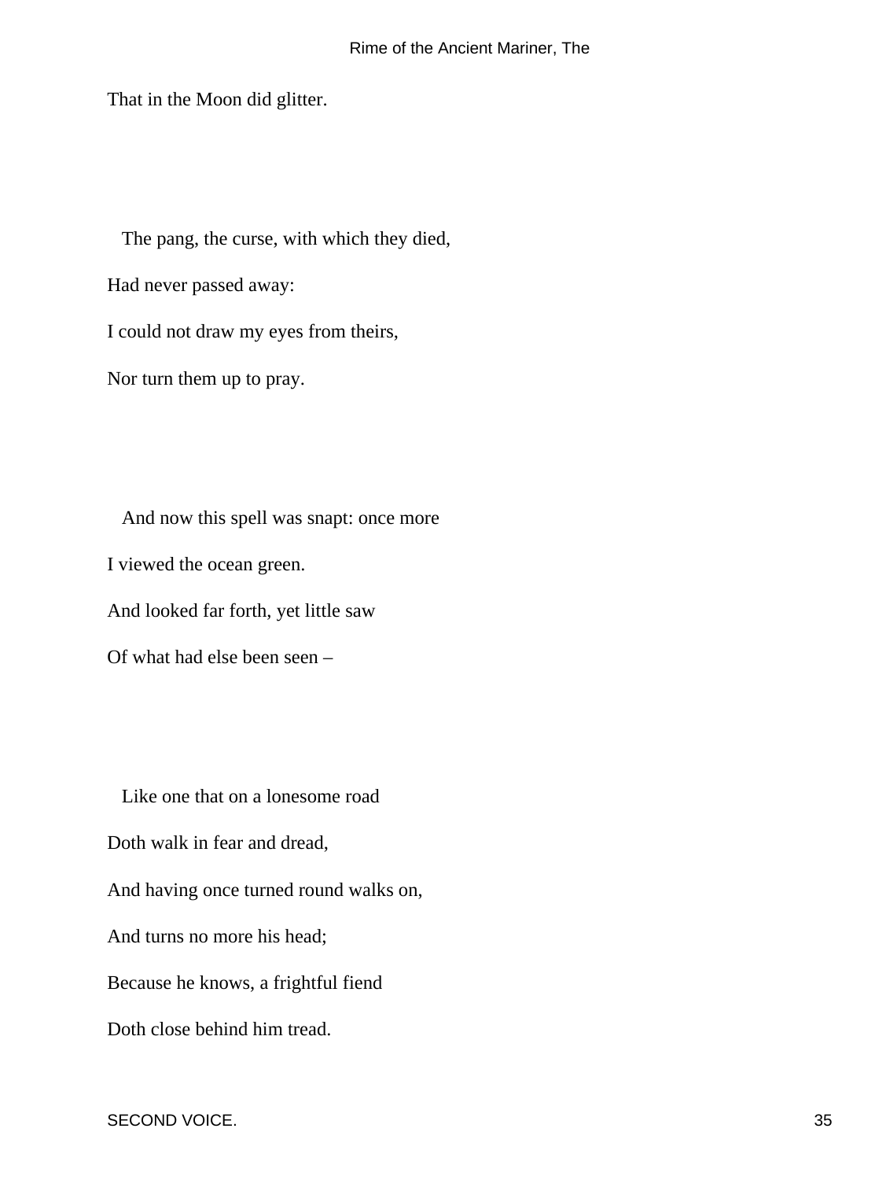That in the Moon did glitter.

The pang, the curse, with which they died,
Had never passed away:
I could not draw my eyes from theirs,
Nor turn them up to pray.

And now this spell was snapt: once more
I viewed the ocean green.
And looked far forth, yet little saw
Of what had else been seen –

Like one that on a lonesome road
Doth walk in fear and dread,
And having once turned round walks on,
And turns no more his head;
Because he knows, a frightful fiend
Doth close behind him tread.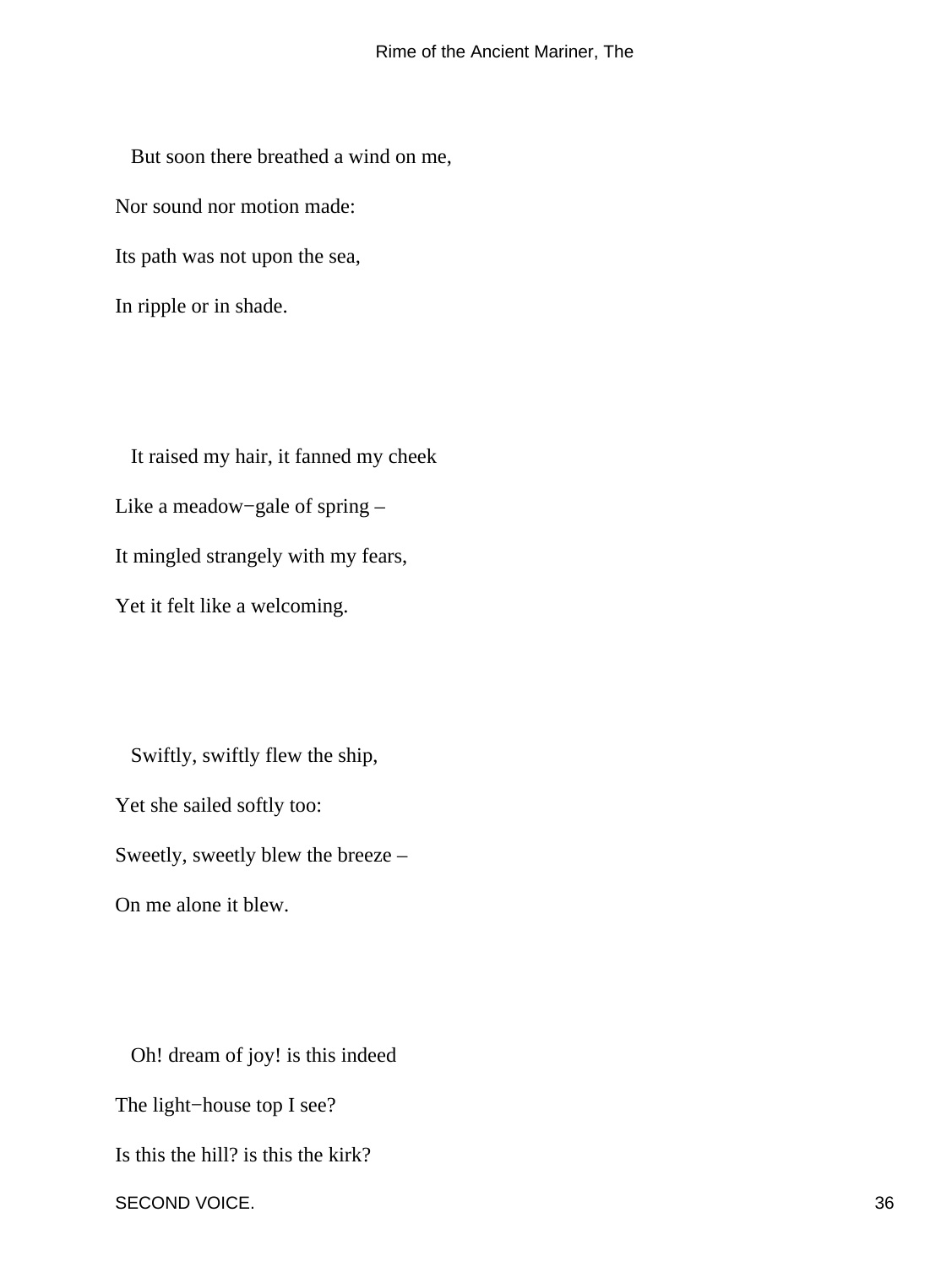But soon there breathed a wind on me,
Nor sound nor motion made:
Its path was not upon the sea,
In ripple or in shade.

It raised my hair, it fanned my cheek
Like a meadow−gale of spring –
It mingled strangely with my fears,
Yet it felt like a welcoming.

Swiftly, swiftly flew the ship,
Yet she sailed softly too:
Sweetly, sweetly blew the breeze –
On me alone it blew.

Oh! dream of joy! is this indeed
The light−house top I see?
Is this the hill? is this the kirk?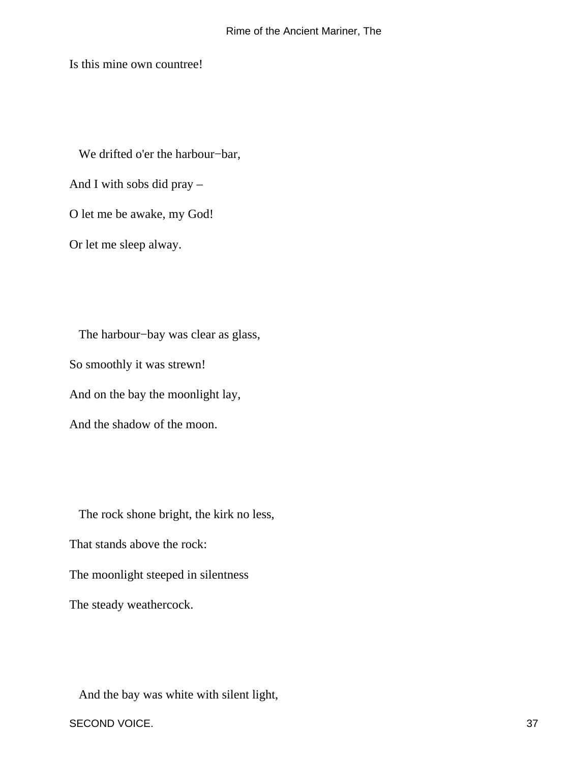Is this mine own countree!

We drifted o'er the harbour−bar,

And I with sobs did pray –

O let me be awake, my God!

Or let me sleep alway.

The harbour−bay was clear as glass,

So smoothly it was strewn!

And on the bay the moonlight lay,

And the shadow of the moon.

The rock shone bright, the kirk no less,

That stands above the rock:

The moonlight steeped in silentness

The steady weathercock.

And the bay was white with silent light,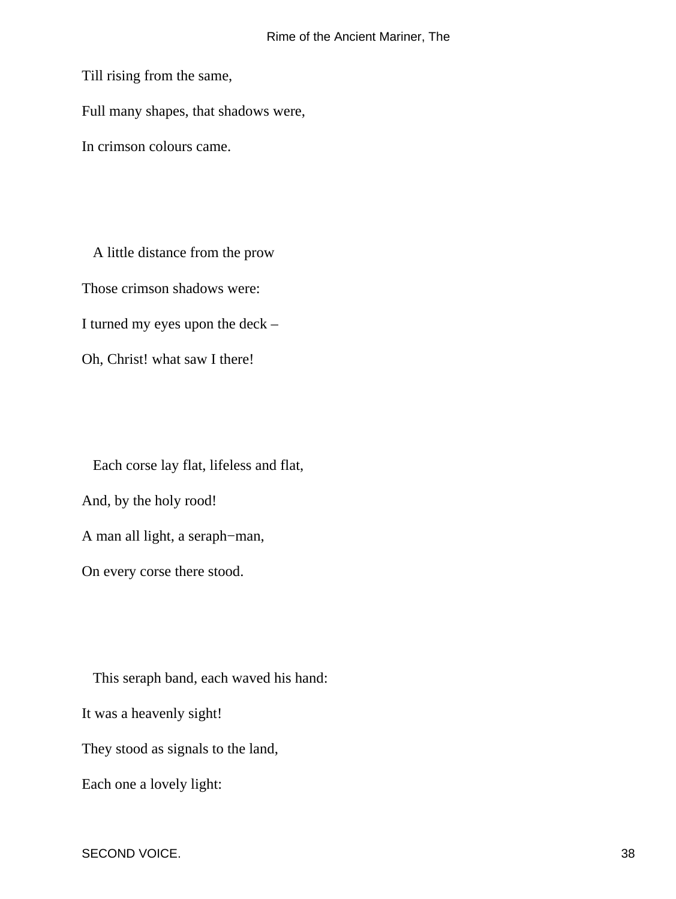Till rising from the same,

Full many shapes, that shadows were,

In crimson colours came.

A little distance from the prow

Those crimson shadows were:

I turned my eyes upon the deck –

Oh, Christ! what saw I there!

Each corse lay flat, lifeless and flat,

And, by the holy rood!

A man all light, a seraph−man,

On every corse there stood.

This seraph band, each waved his hand:

It was a heavenly sight!

They stood as signals to the land,

Each one a lovely light: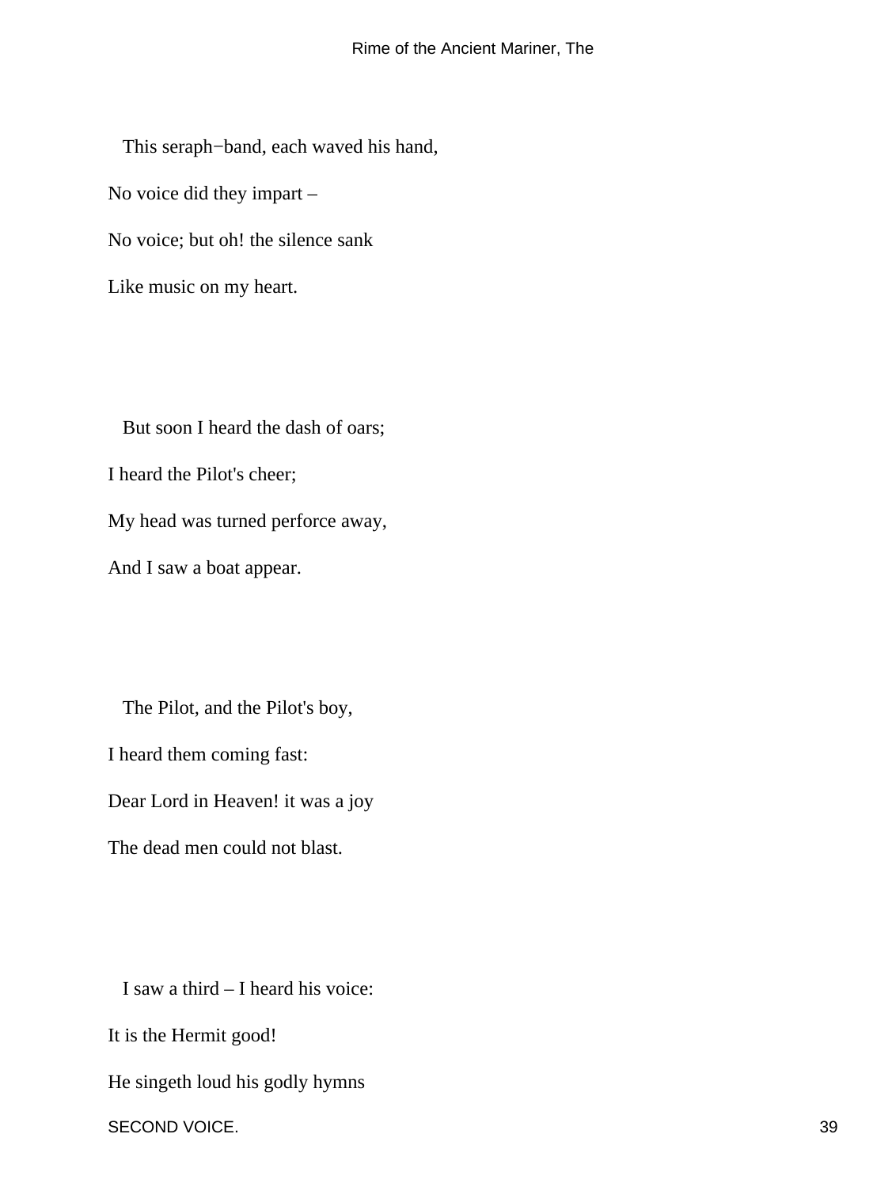This seraph−band, each waved his hand,
No voice did they impart –
No voice; but oh! the silence sank
Like music on my heart.

But soon I heard the dash of oars;
I heard the Pilot's cheer;
My head was turned perforce away,
And I saw a boat appear.

The Pilot, and the Pilot's boy,
I heard them coming fast:
Dear Lord in Heaven! it was a joy
The dead men could not blast.

I saw a third – I heard his voice:
It is the Hermit good!
He singeth loud his godly hymns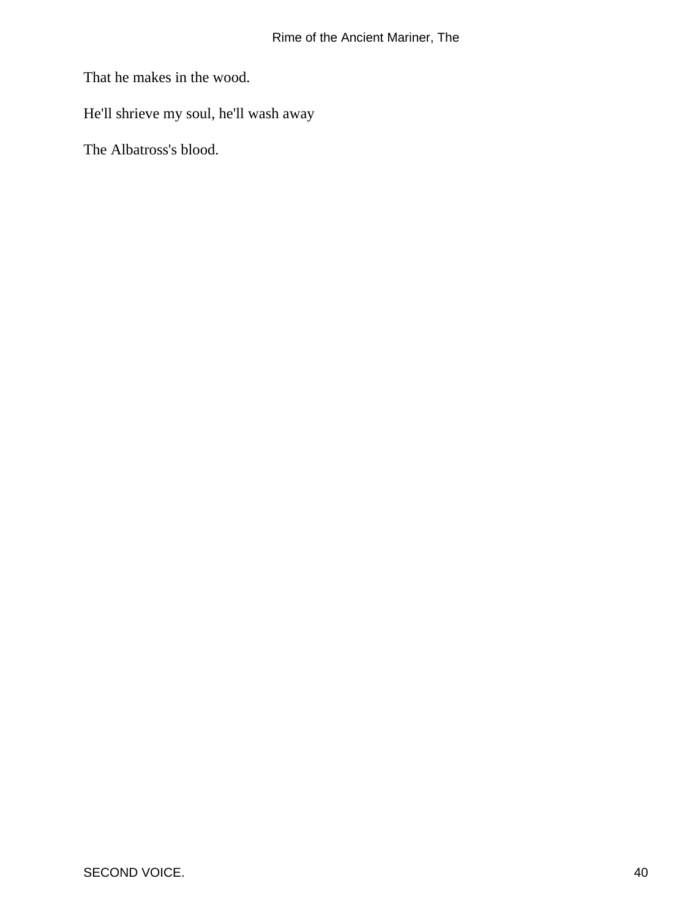That he makes in the wood.

He'll shrieve my soul, he'll wash away

The Albatross's blood.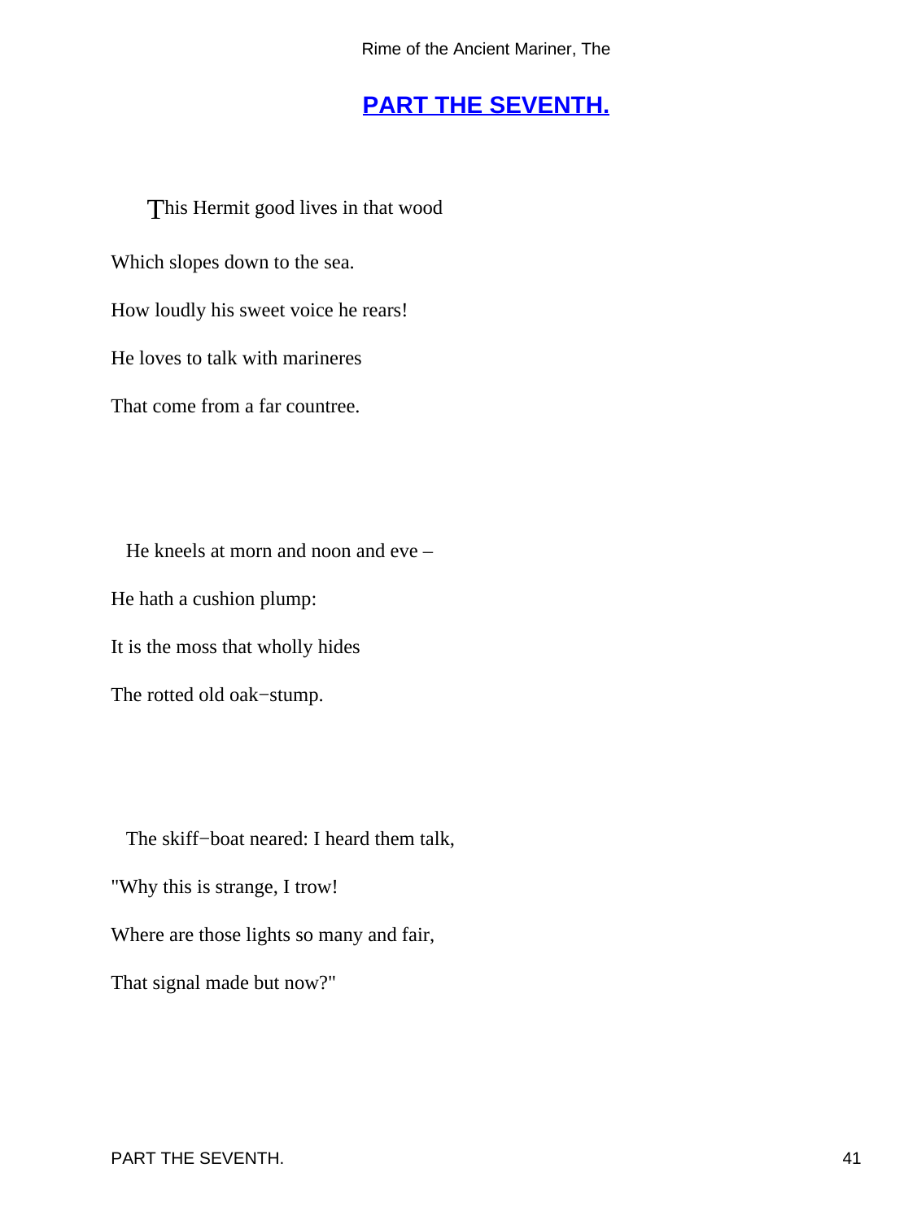## [PART THE SEVENTH.]

This Hermit good lives in that wood

Which slopes down to the sea.

How loudly his sweet voice he rears!

He loves to talk with marineres

That come from a far countree.

He kneels at morn and noon and eve –

He hath a cushion plump:

It is the moss that wholly hides

The rotted old oak−stump.

The skiff−boat neared: I heard them talk,

"Why this is strange, I trow!

Where are those lights so many and fair,

That signal made but now?"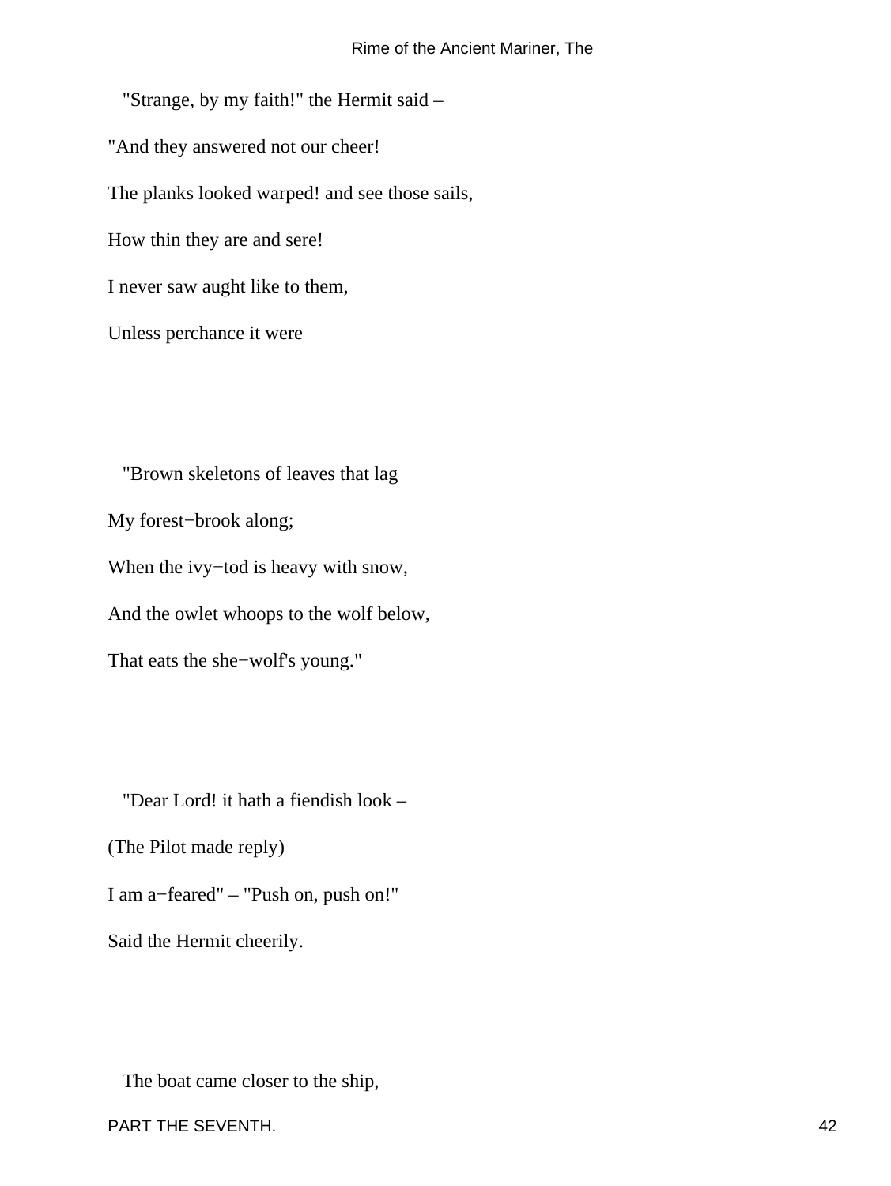"Strange, by my faith!" the Hermit said –

"And they answered not our cheer!

The planks looked warped! and see those sails,

How thin they are and sere!

I never saw aught like to them,

Unless perchance it were

"Brown skeletons of leaves that lag

My forest−brook along;

When the ivy−tod is heavy with snow,

And the owlet whoops to the wolf below,

That eats the she−wolf's young."

"Dear Lord! it hath a fiendish look –

(The Pilot made reply)

I am a−feared" – "Push on, push on!"

Said the Hermit cheerily.

The boat came closer to the ship,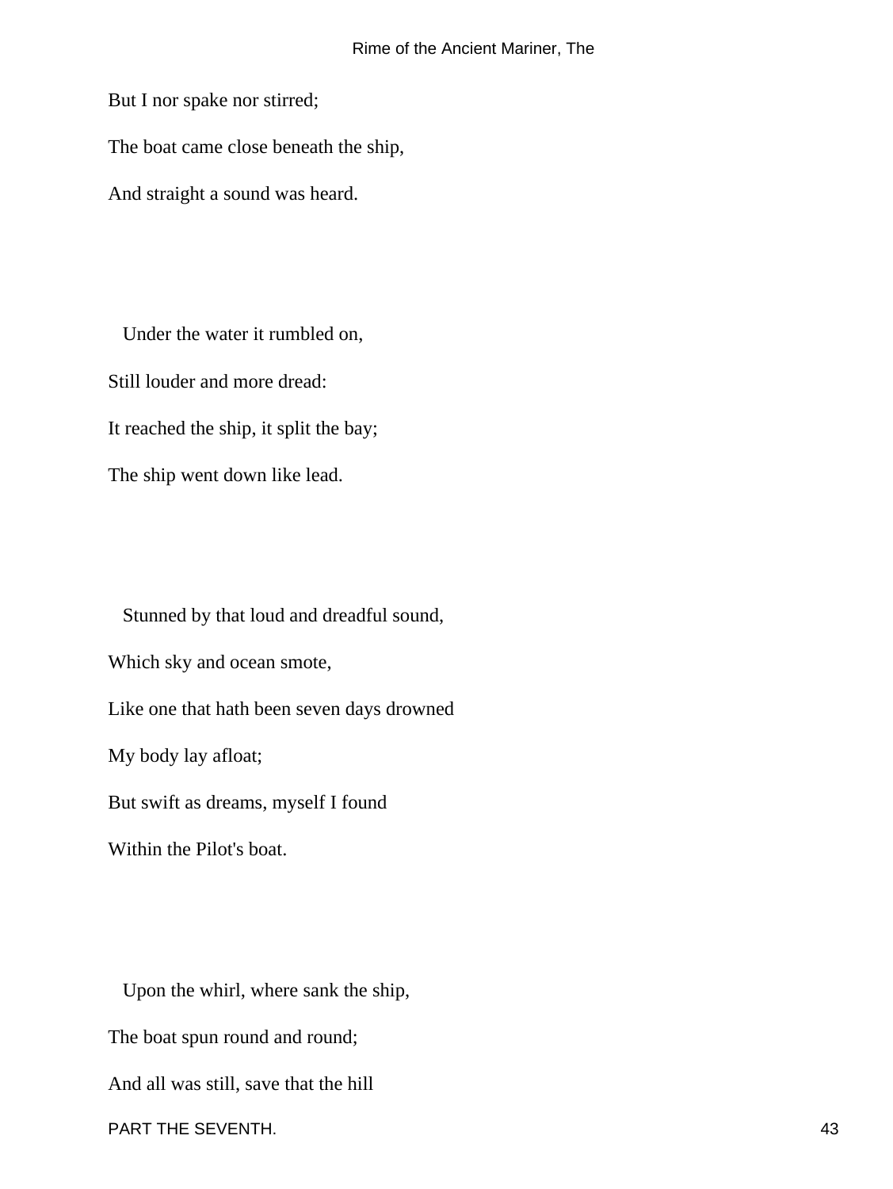But I nor spake nor stirred;

The boat came close beneath the ship,

And straight a sound was heard.

Under the water it rumbled on,

Still louder and more dread:

It reached the ship, it split the bay;

The ship went down like lead.

Stunned by that loud and dreadful sound,

Which sky and ocean smote,

Like one that hath been seven days drowned

My body lay afloat;

But swift as dreams, myself I found

Within the Pilot's boat.

Upon the whirl, where sank the ship,

The boat spun round and round;

And all was still, save that the hill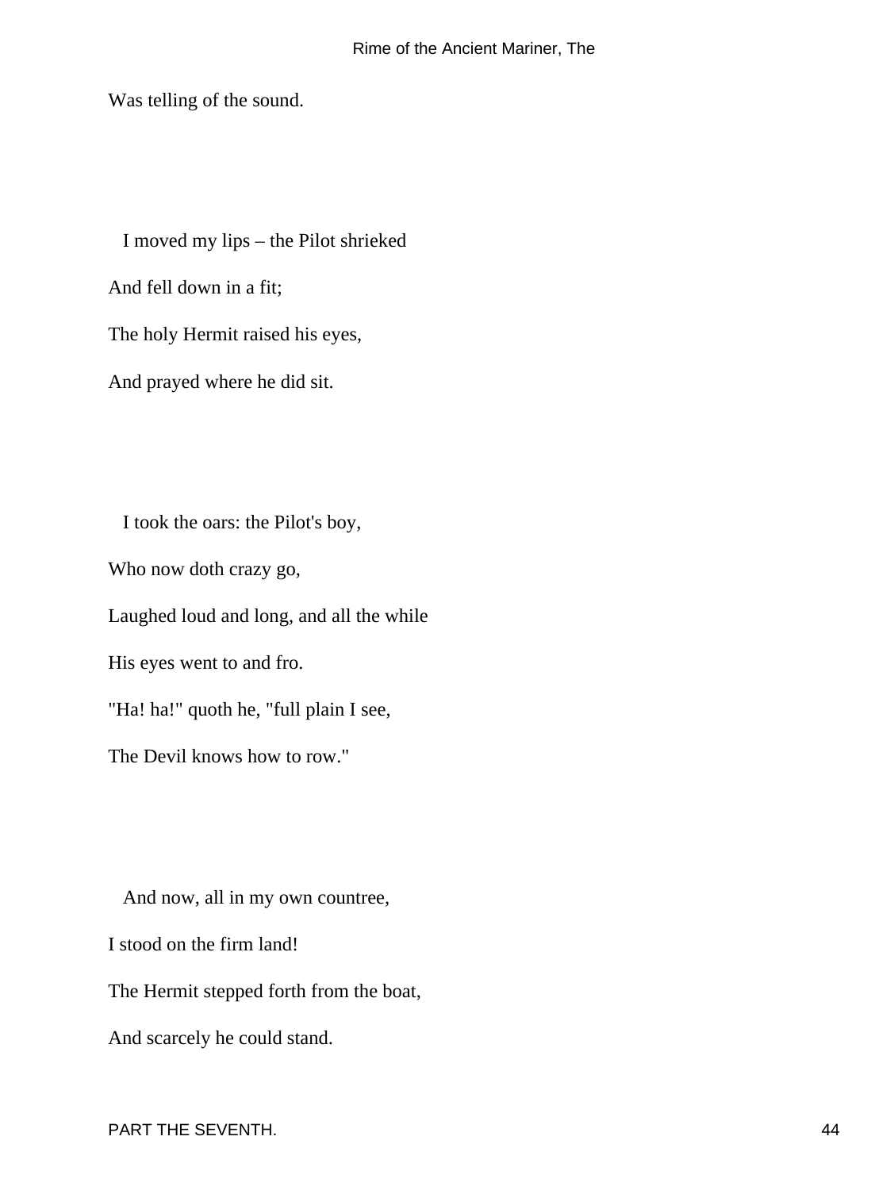Was telling of the sound.

I moved my lips – the Pilot shrieked  
And fell down in a fit;  
The holy Hermit raised his eyes,  
And prayed where he did sit.

I took the oars: the Pilot's boy,  
Who now doth crazy go,  
Laughed loud and long, and all the while  
His eyes went to and fro.  
"Ha! ha!" quoth he, "full plain I see,  
The Devil knows how to row."

And now, all in my own countree,  
I stood on the firm land!  
The Hermit stepped forth from the boat,  
And scarcely he could stand.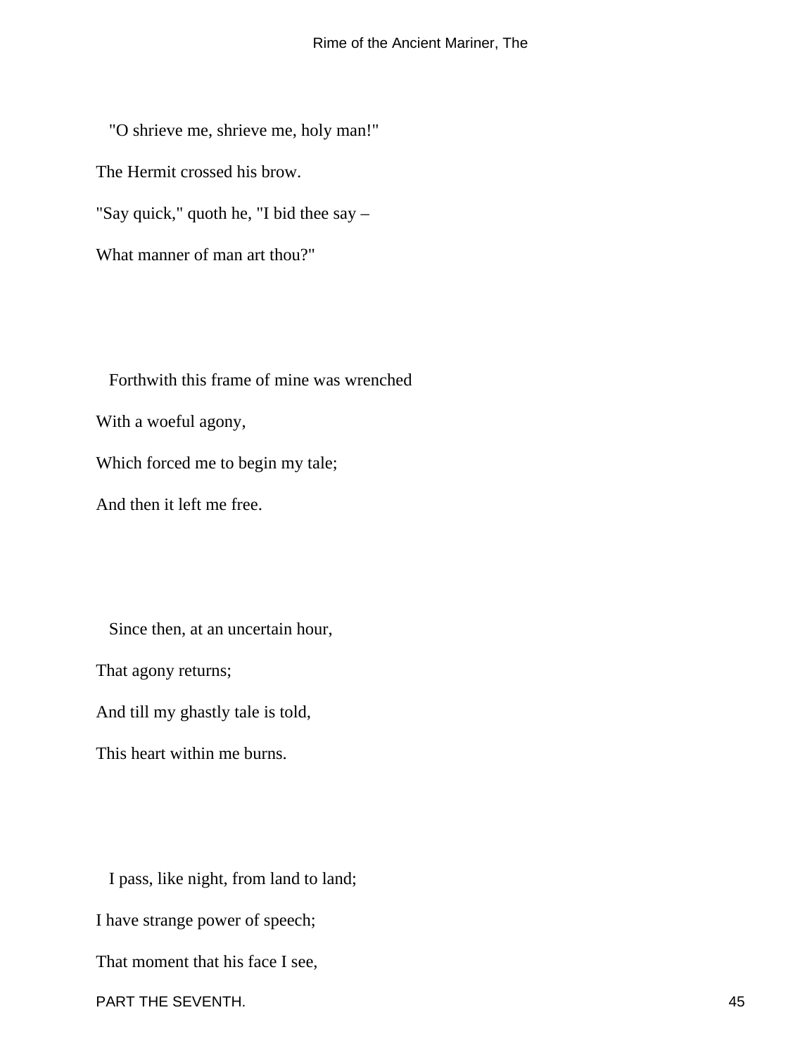"O shrieve me, shrieve me, holy man!"
The Hermit crossed his brow.
"Say quick," quoth he, "I bid thee say –
What manner of man art thou?"

Forthwith this frame of mine was wrenched
With a woeful agony,
Which forced me to begin my tale;
And then it left me free.

Since then, at an uncertain hour,
That agony returns;
And till my ghastly tale is told,
This heart within me burns.

I pass, like night, from land to land;
I have strange power of speech;
That moment that his face I see,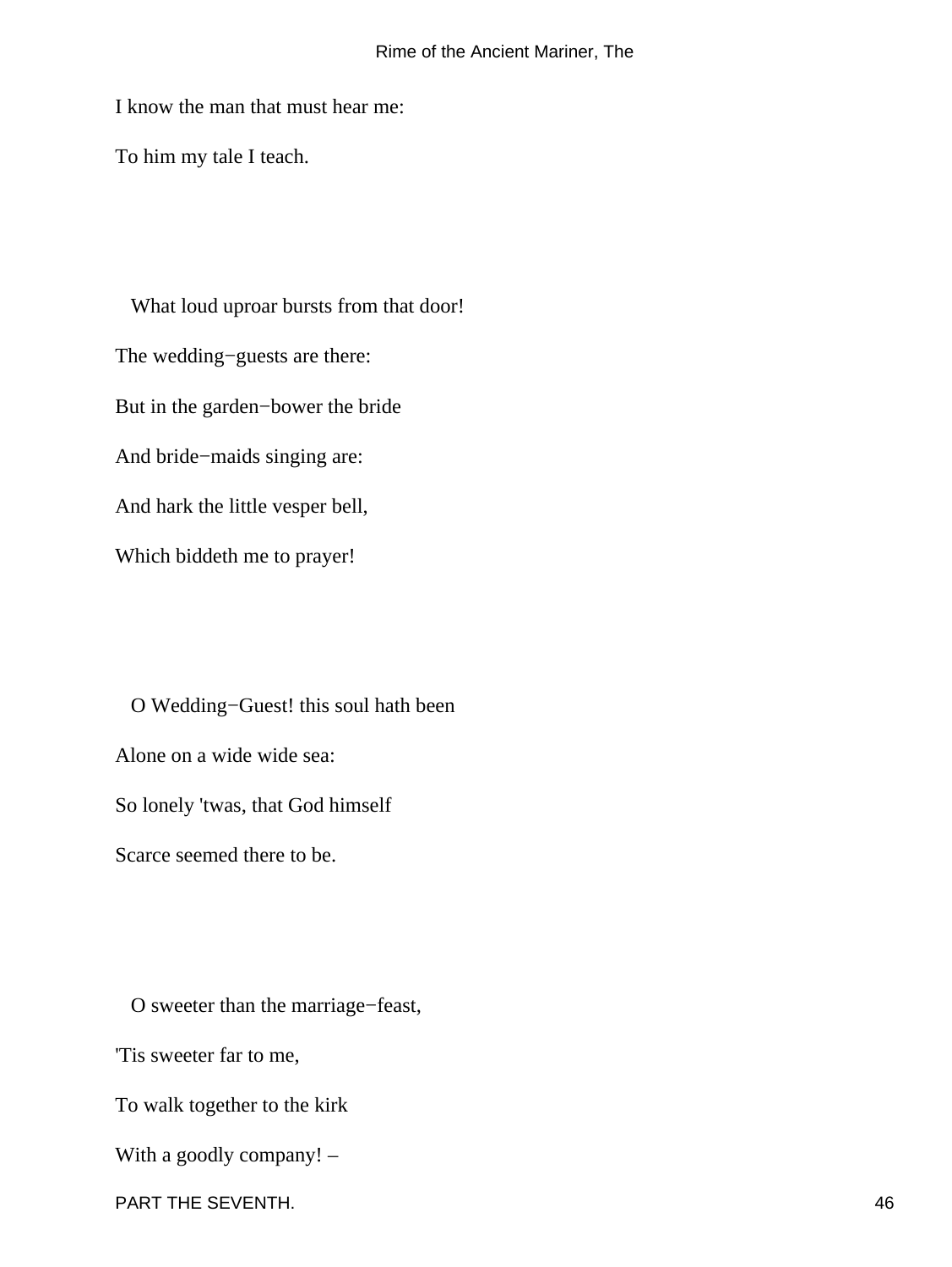I know the man that must hear me:

To him my tale I teach.

What loud uproar bursts from that door!

The wedding−guests are there:

But in the garden−bower the bride

And bride−maids singing are:

And hark the little vesper bell,

Which biddeth me to prayer!

O Wedding−Guest! this soul hath been

Alone on a wide wide sea:

So lonely 'twas, that God himself

Scarce seemed there to be.

O sweeter than the marriage−feast,

'Tis sweeter far to me,

To walk together to the kirk

With a goodly company! –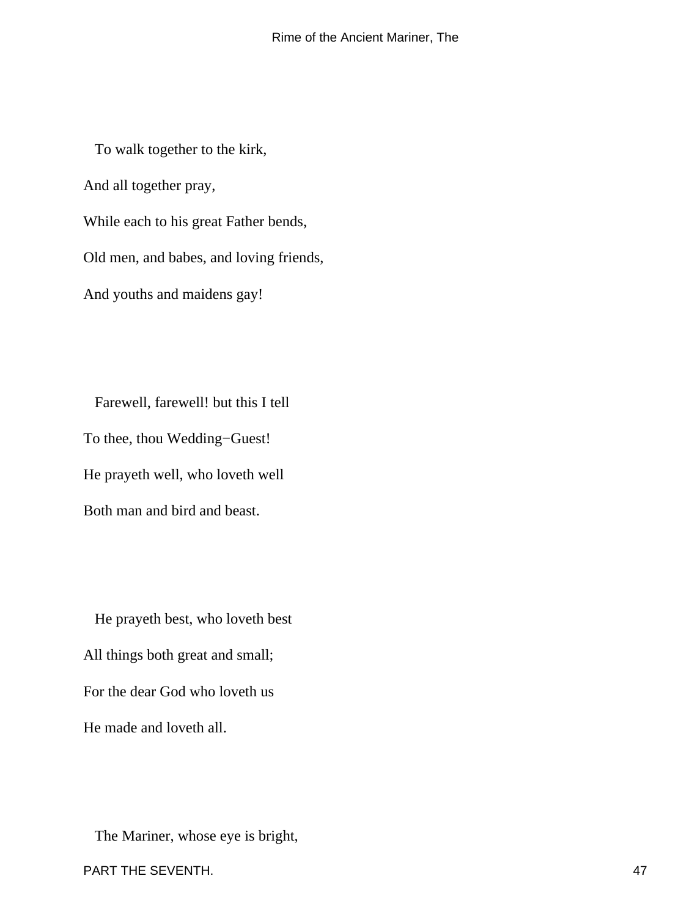To walk together to the kirk,
And all together pray,
While each to his great Father bends,
Old men, and babes, and loving friends,
And youths and maidens gay!

Farewell, farewell! but this I tell
To thee, thou Wedding−Guest!
He prayeth well, who loveth well
Both man and bird and beast.

He prayeth best, who loveth best
All things both great and small;
For the dear God who loveth us
He made and loveth all.

The Mariner, whose eye is bright,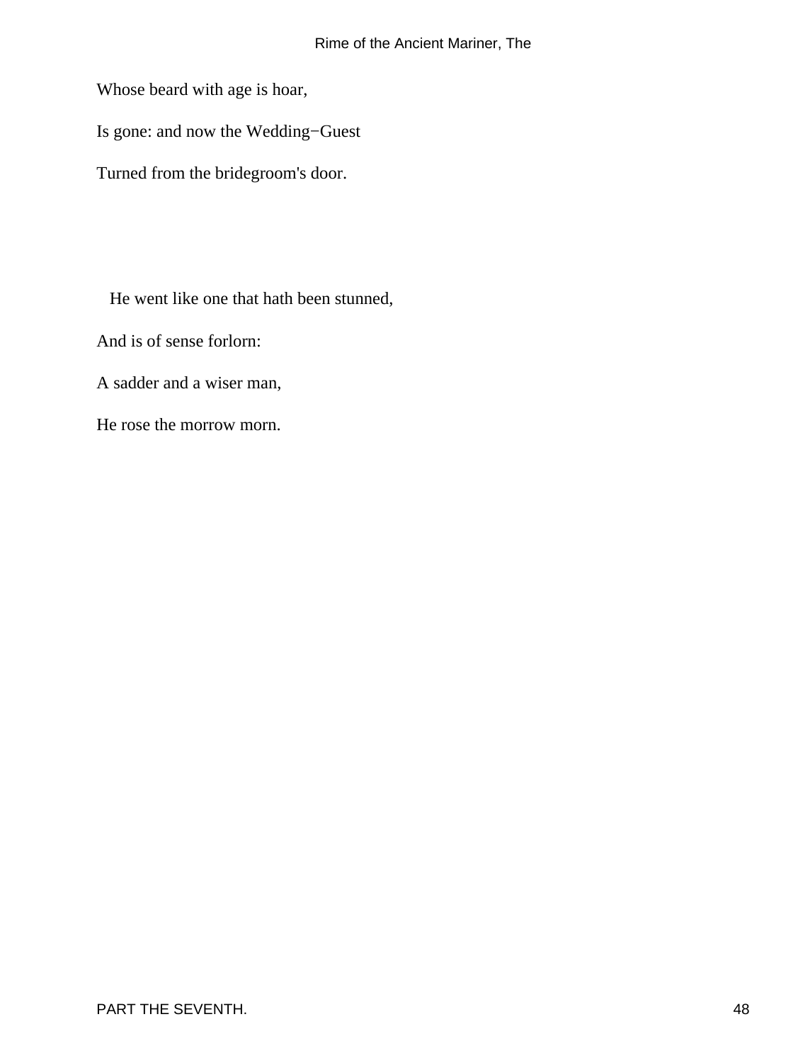Whose beard with age is hoar,

Is gone: and now the Wedding−Guest

Turned from the bridegroom's door.

He went like one that hath been stunned,

And is of sense forlorn:

A sadder and a wiser man,

He rose the morrow morn.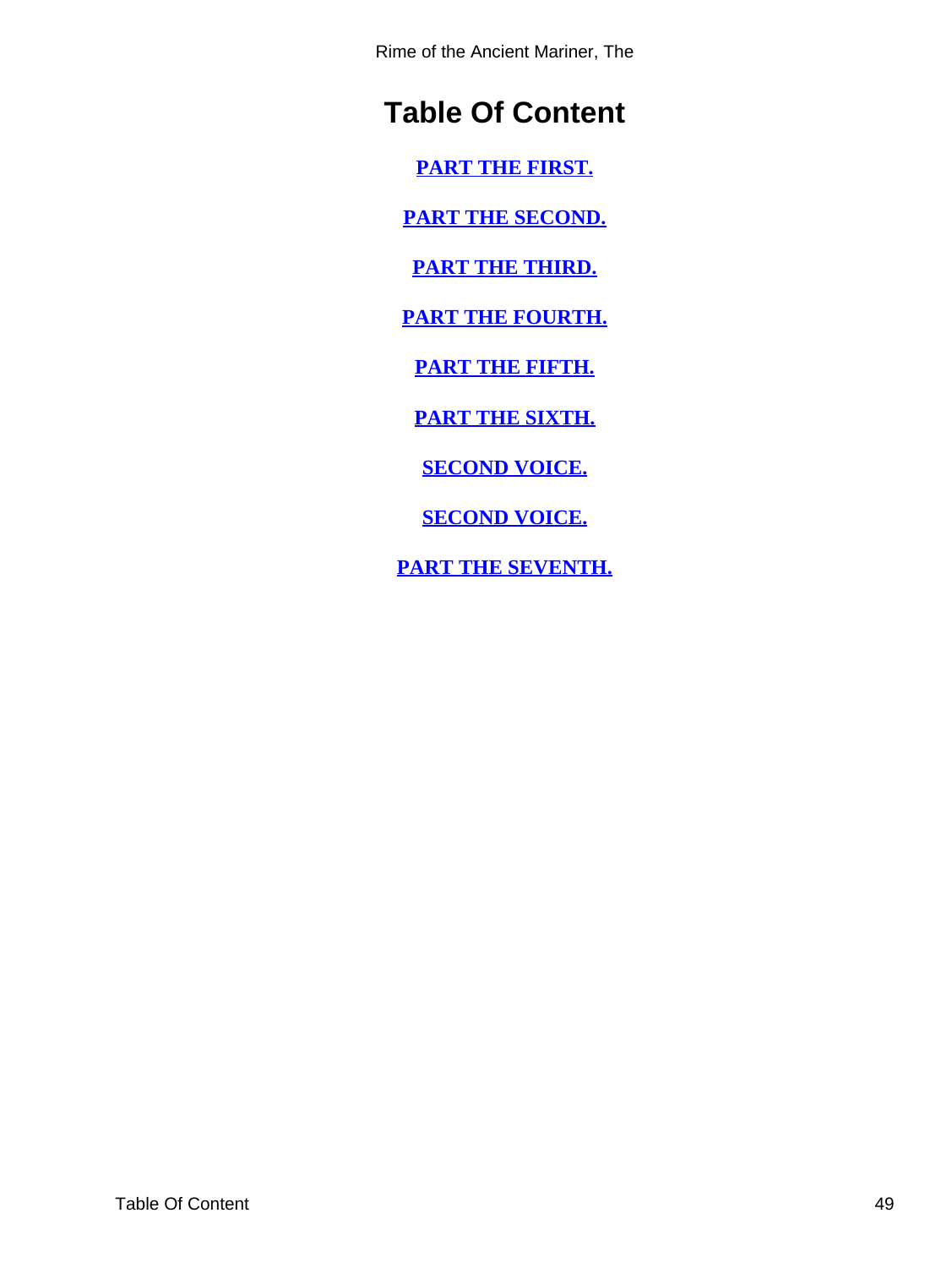# Table Of Content

PART THE FIRST.

PART THE SECOND.

PART THE THIRD.

PART THE FOURTH.

PART THE FIFTH.

PART THE SIXTH.

SECOND VOICE.

SECOND VOICE.

PART THE SEVENTH.